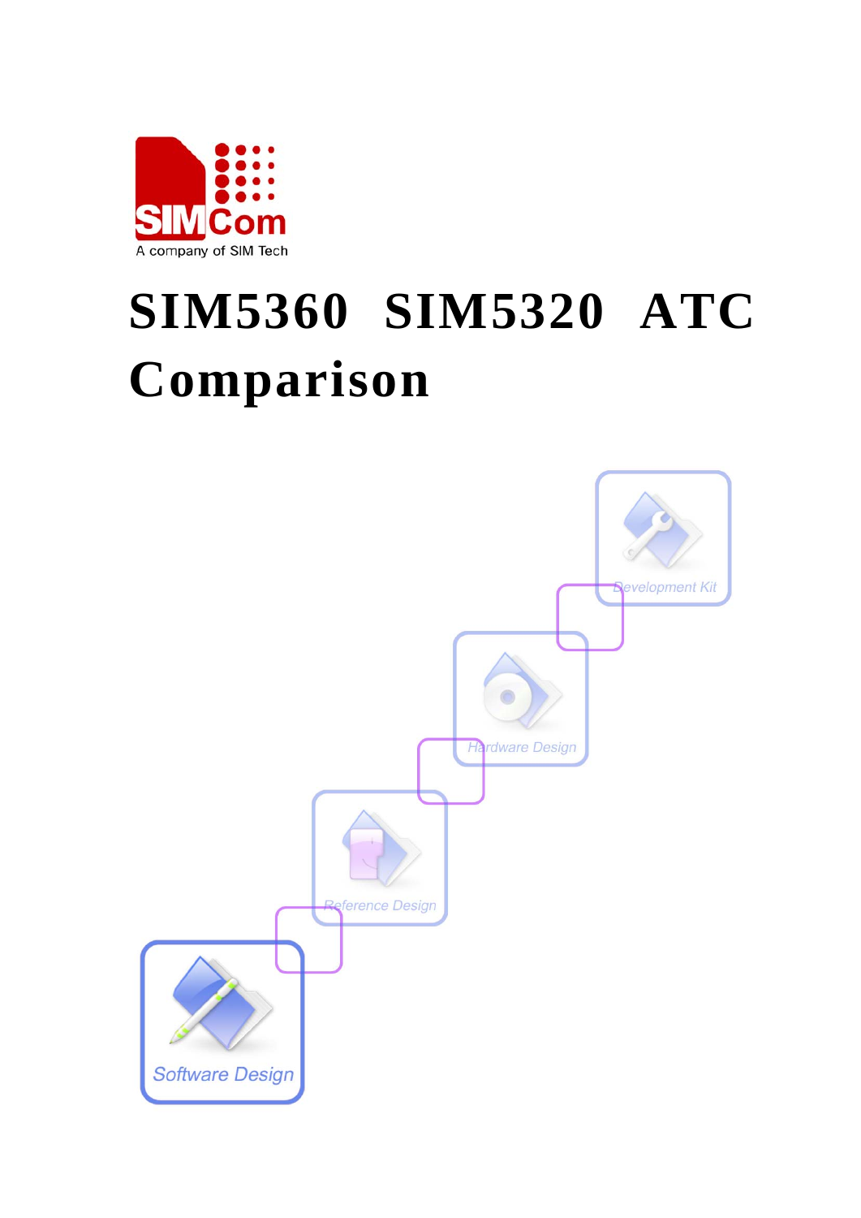# SIM5360 SIM5320 ATC Comparison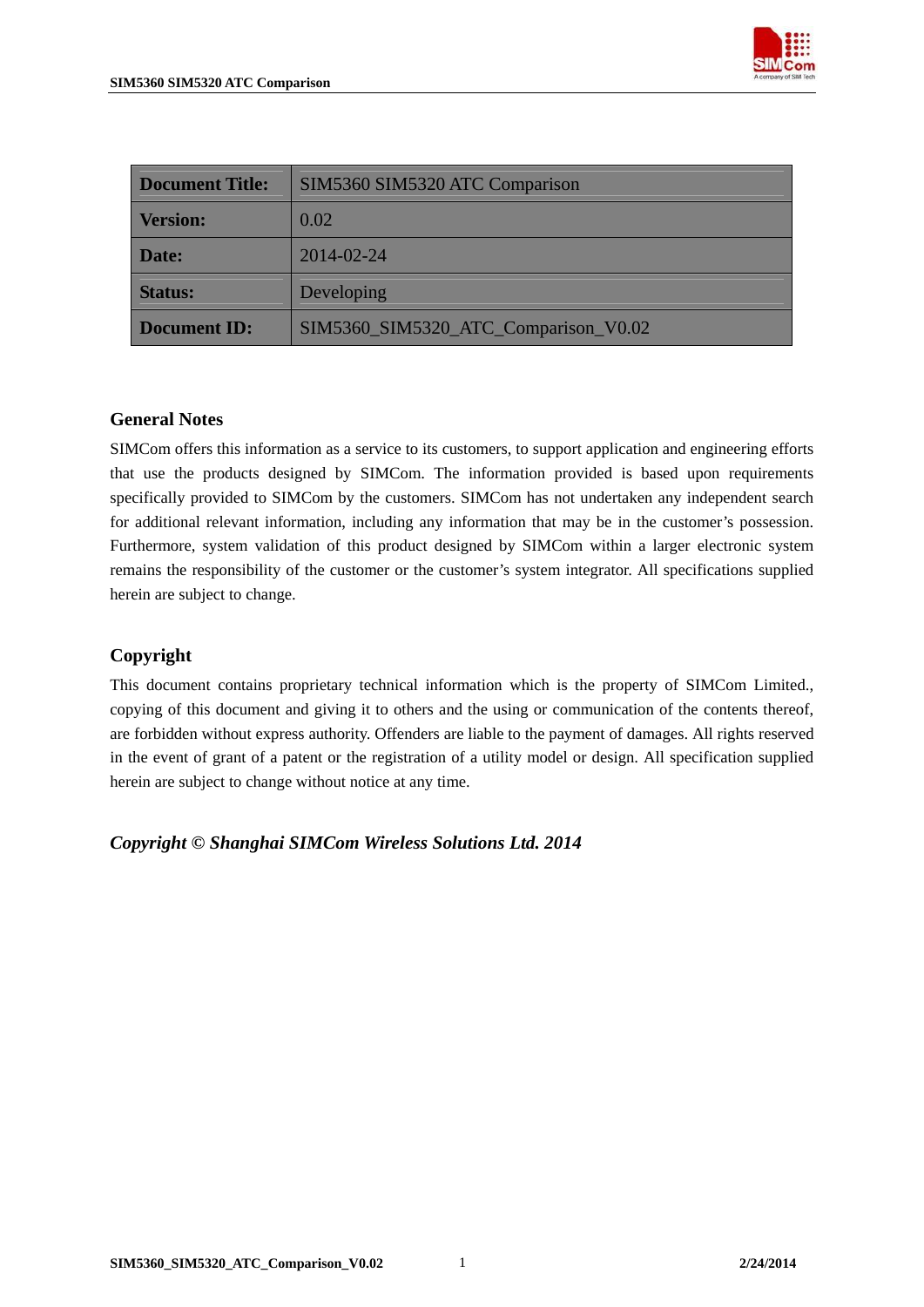| Document Title: | SIM5360 SIM5320 ATC Comparison |
| --- | --- |
| Version: | 0.02 |
| Date: | 2014-02-24 |
| Status: | Developing |
| Document ID: | SIM5360_SIM5320_ATC_Comparison_V0.02 |

## General Notes

SIMCom offers this information as a service to its customers, to support application and engineering efforts that use the products designed by SIMCom. The information provided is based upon requirements specifically provided to SIMCom by the customers. SIMCom has not undertaken any independent search for additional relevant information, including any information that may be in the customer's possession. Furthermore, system validation of this product designed by SIMCom within a larger electronic system remains the responsibility of the customer or the customer's system integrator. All specifications supplied herein are subject to change.

## Copyright

This document contains proprietary technical information which is the property of SIMCom Limited., copying of this document and giving it to others and the using or communication of the contents thereof, are forbidden without express authority. Offenders are liable to the payment of damages. All rights reserved in the event of grant of a patent or the registration of a utility model or design. All specification supplied herein are subject to change without notice at any time.

***Copyright © Shanghai SIMCom Wireless Solutions Ltd. 2014***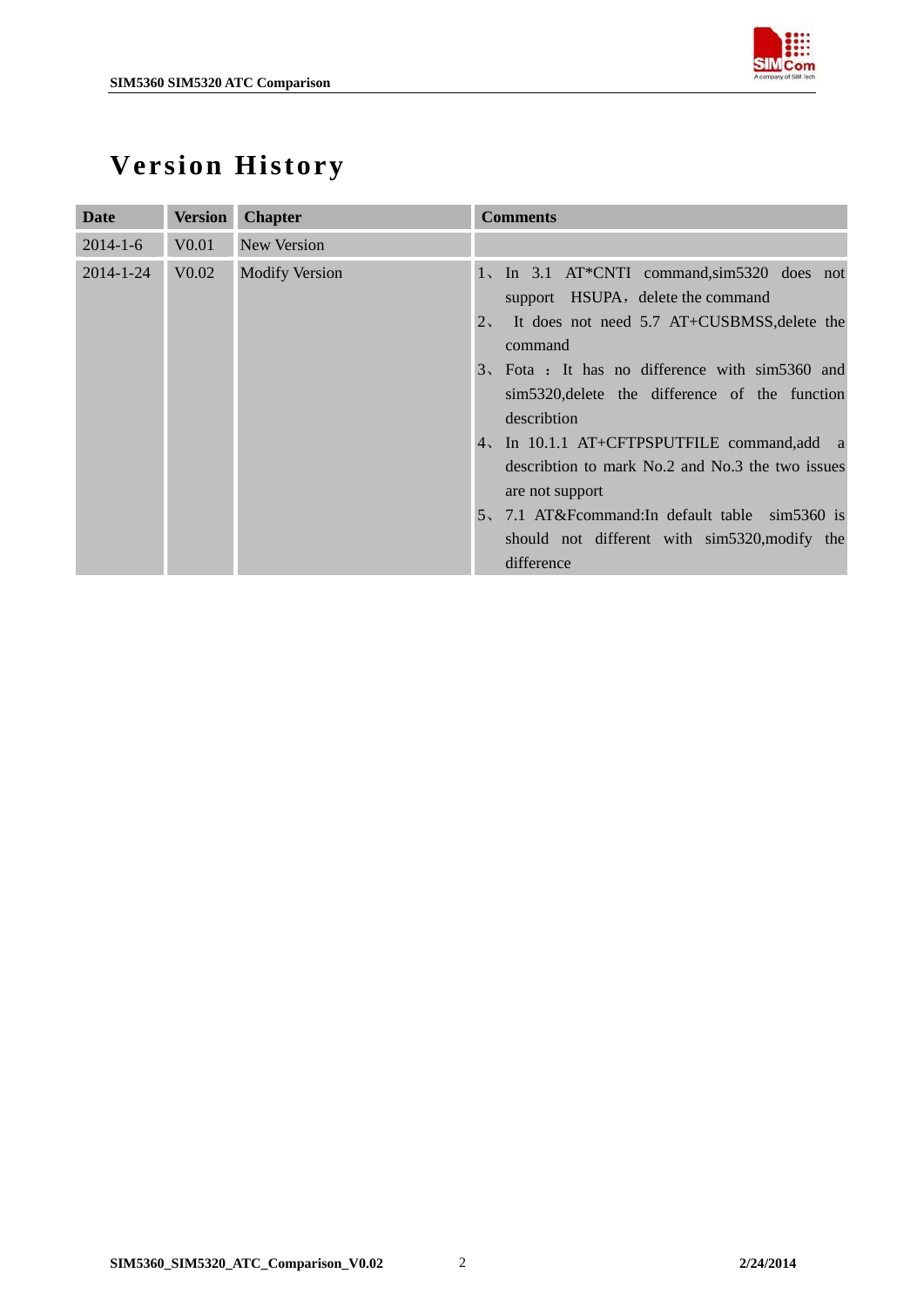# Version History

| Date | Version | Chapter | Comments |
|---|---|---|---|
| 2014-1-6 | V0.01 | New Version | |
| 2014-1-24 | V0.02 | Modify Version | 1、In 3.1 AT*CNTI command,sim5320 does not support HSUPA，delete the command<br>2、 It does not need 5.7 AT+CUSBMSS,delete the command<br>3、Fota ：It has no difference with sim5360 and sim5320,delete the difference of the function describtion<br>4、In 10.1.1 AT+CFTPSPUTFILE command,add a describtion to mark No.2 and No.3 the two issues are not support<br>5、7.1 AT&Fcommand:In default table sim5360 is should not different with sim5320,modify the difference |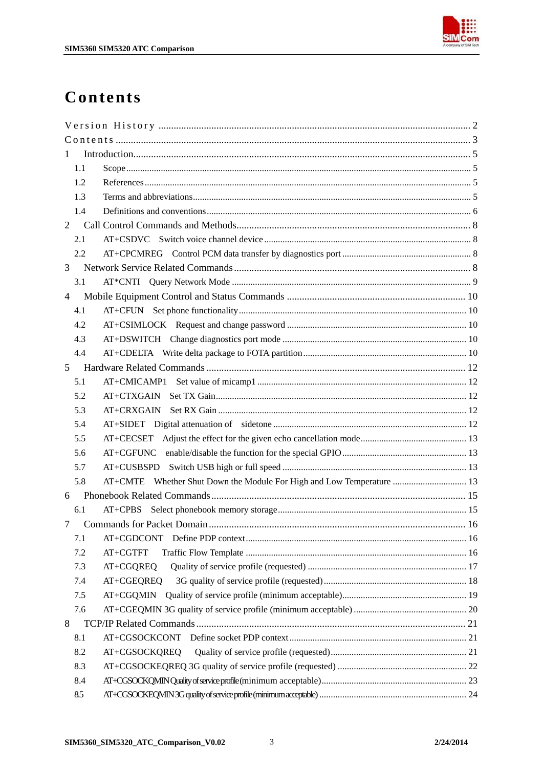# Contents

Version History ........................................................................................................... 2
Contents ........................................................................................................................ 3
1 Introduction.................................................................................................................... 5
  1.1 Scope ...................................................................................................................... 5
  1.2 References ............................................................................................................... 5
  1.3 Terms and abbreviations ......................................................................................... 5
  1.4 Definitions and conventions .................................................................................... 6
2 Call Control Commands and Methods............................................................................ 8
  2.1 AT+CSDVC Switch voice channel device ............................................................... 8
  2.2 AT+CPCMREG Control PCM data transfer by diagnostics port ............................... 8
3 Network Service Related Commands ............................................................................. 8
  3.1 AT*CNTI Query Network Mode ............................................................................... 9
4 Mobile Equipment Control and Status Commands ...................................................... 10
  4.1 AT+CFUN Set phone functionality ......................................................................... 10
  4.2 AT+CSIMLOCK Request and change password .................................................... 10
  4.3 AT+DSWITCH Change diagnostics port mode ....................................................... 10
  4.4 AT+CDELTA Write delta package to FOTA partition ............................................... 10
5 Hardware Related Commands ..................................................................................... 12
  5.1 AT+CMICAMP1 Set value of micamp1 .................................................................. 12
  5.2 AT+CTXGAIN Set TX Gain ................................................................................... 12
  5.3 AT+CRXGAIN Set RX Gain ................................................................................... 12
  5.4 AT+SIDET Digital attenuation of sidetone ............................................................. 12
  5.5 AT+CECSET Adjust the effect for the given echo cancellation mode ..................... 13
  5.6 AT+CGFUNC enable/disable the function for the special GPIO ............................. 13
  5.7 AT+CUSBSPD Switch USB high or full speed ....................................................... 13
  5.8 AT+CMTE Whether Shut Down the Module For High and Low Temperature ......... 13
6 Phonebook Related Commands ................................................................................... 15
  6.1 AT+CPBS Select phonebook memory storage ....................................................... 15
7 Commands for Packet Domain ..................................................................................... 16
  7.1 AT+CGDCONT Define PDP context ...................................................................... 16
  7.2 AT+CGTFT Traffic Flow Template ........................................................................ 16
  7.3 AT+CGQREQ Quality of service profile (requested) ............................................. 17
  7.4 AT+CGEQREQ 3G quality of service profile (requested) ...................................... 18
  7.5 AT+CGQMIN Quality of service profile (minimum acceptable) .............................. 19
  7.6 AT+CGEQMIN 3G quality of service profile (minimum acceptable) ....................... 20
8 TCP/IP Related Commands .......................................................................................... 21
  8.1 AT+CGSOCKCONT Define socket PDP context .................................................... 21
  8.2 AT+CGSOCKQREQ Quality of service profile (requested) .................................... 21
  8.3 AT+CGSOCKEQREQ 3G quality of service profile (requested) ............................. 22
  8.4 AT+CGSOCKQMIN Quality of service profile (minimum acceptable) ...................... 23
  8.5 AT+CGSOCKEQMIN 3G quality of service profile (minimum acceptable) ............... 24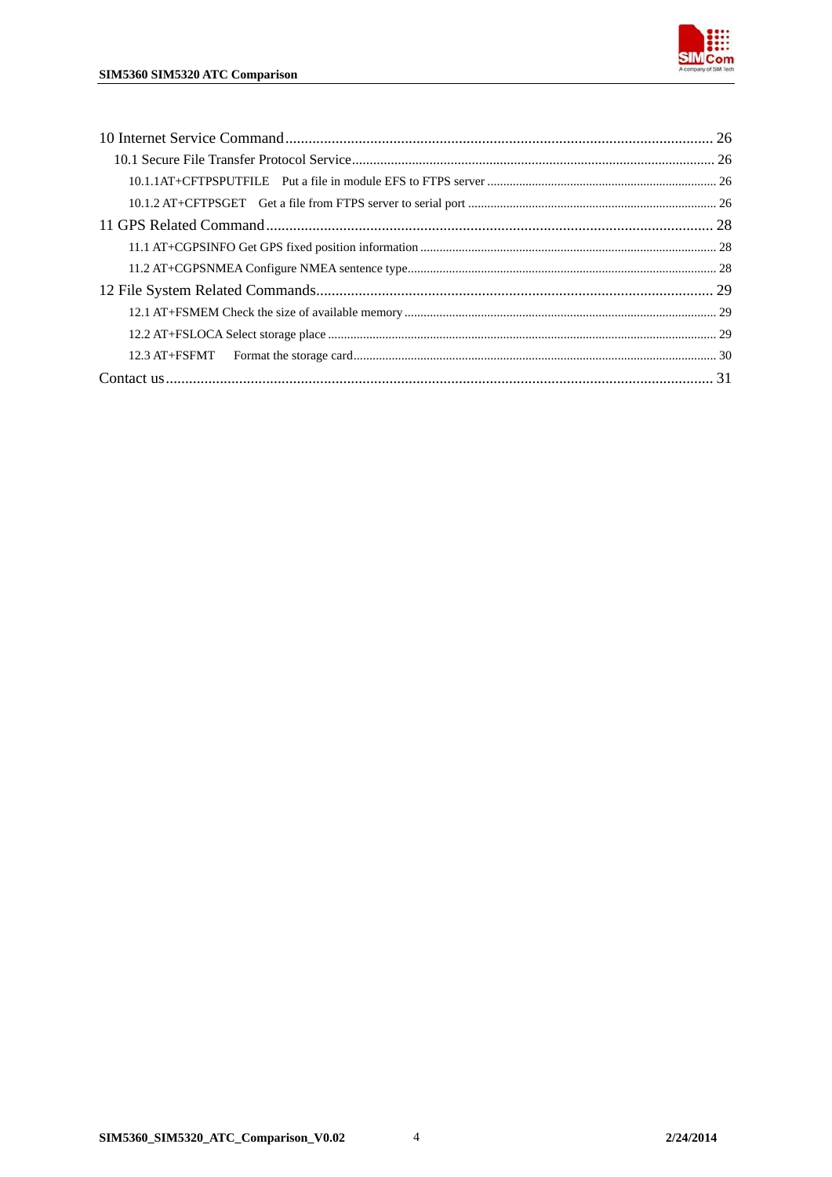10 Internet Service Command ........................................................................................................ 26

10.1 Secure File Transfer Protocol Service ..................................................................................... 26

10.1.1AT+CFTPSPUTFILE　Put a file in module EFS to FTPS server ........................................................ 26

10.1.2 AT+CFTPSGET　Get a file from FTPS server to serial port ............................................................ 26

11 GPS Related Command ............................................................................................................ 28

11.1 AT+CGPSINFO Get GPS fixed position information ............................................................................ 28

11.2 AT+CGPSNMEA Configure NMEA sentence type ................................................................................ 28

12 File System Related Commands .................................................................................................. 29

12.1 AT+FSMEM Check the size of available memory ................................................................................ 29

12.2 AT+FSLOCA Select storage place ...................................................................................................... 29

12.3 AT+FSFMT　Format the storage card ................................................................................................ 30

Contact us .................................................................................................................................... 31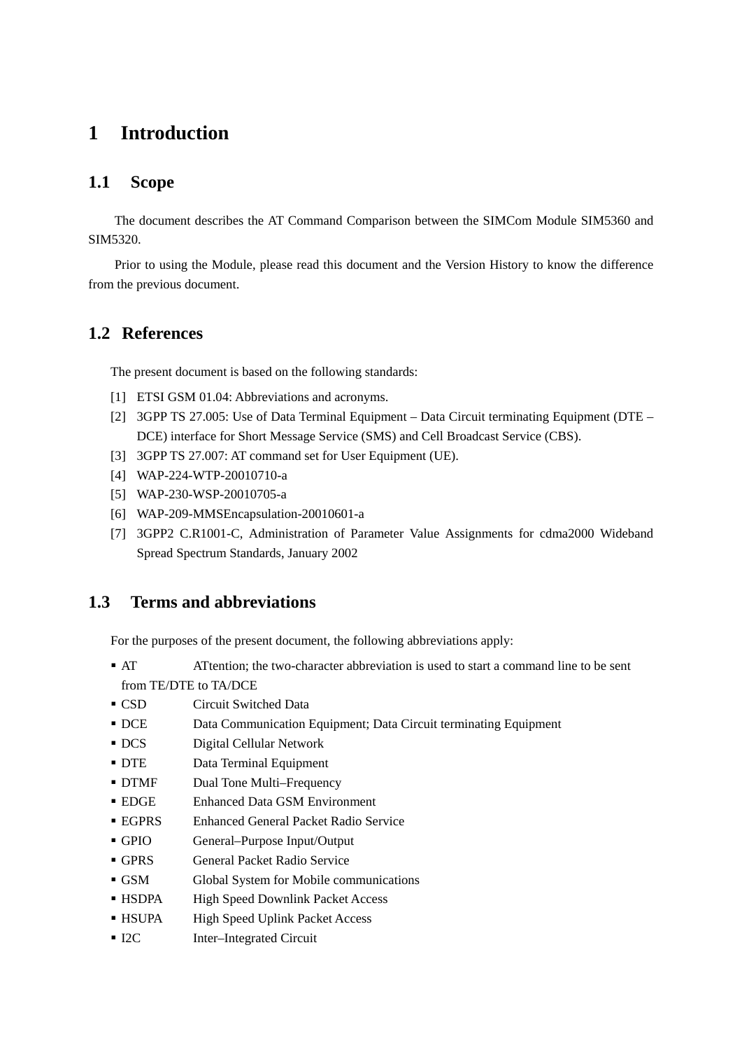# 1 Introduction

## 1.1 Scope

The document describes the AT Command Comparison between the SIMCom Module SIM5360 and SIM5320.

Prior to using the Module, please read this document and the Version History to know the difference from the previous document.

## 1.2 References

The present document is based on the following standards:

[1] ETSI GSM 01.04: Abbreviations and acronyms.
[2] 3GPP TS 27.005: Use of Data Terminal Equipment – Data Circuit terminating Equipment (DTE – DCE) interface for Short Message Service (SMS) and Cell Broadcast Service (CBS).
[3] 3GPP TS 27.007: AT command set for User Equipment (UE).
[4] WAP-224-WTP-20010710-a
[5] WAP-230-WSP-20010705-a
[6] WAP-209-MMSEncapsulation-20010601-a
[7] 3GPP2 C.R1001-C, Administration of Parameter Value Assignments for cdma2000 Wideband Spread Spectrum Standards, January 2002

## 1.3 Terms and abbreviations

For the purposes of the present document, the following abbreviations apply:

- AT ATtention; the two-character abbreviation is used to start a command line to be sent from TE/DTE to TA/DCE
- CSD Circuit Switched Data
- DCE Data Communication Equipment; Data Circuit terminating Equipment
- DCS Digital Cellular Network
- DTE Data Terminal Equipment
- DTMF Dual Tone Multi–Frequency
- EDGE Enhanced Data GSM Environment
- EGPRS Enhanced General Packet Radio Service
- GPIO General–Purpose Input/Output
- GPRS General Packet Radio Service
- GSM Global System for Mobile communications
- HSDPA High Speed Downlink Packet Access
- HSUPA High Speed Uplink Packet Access
- I2C Inter–Integrated Circuit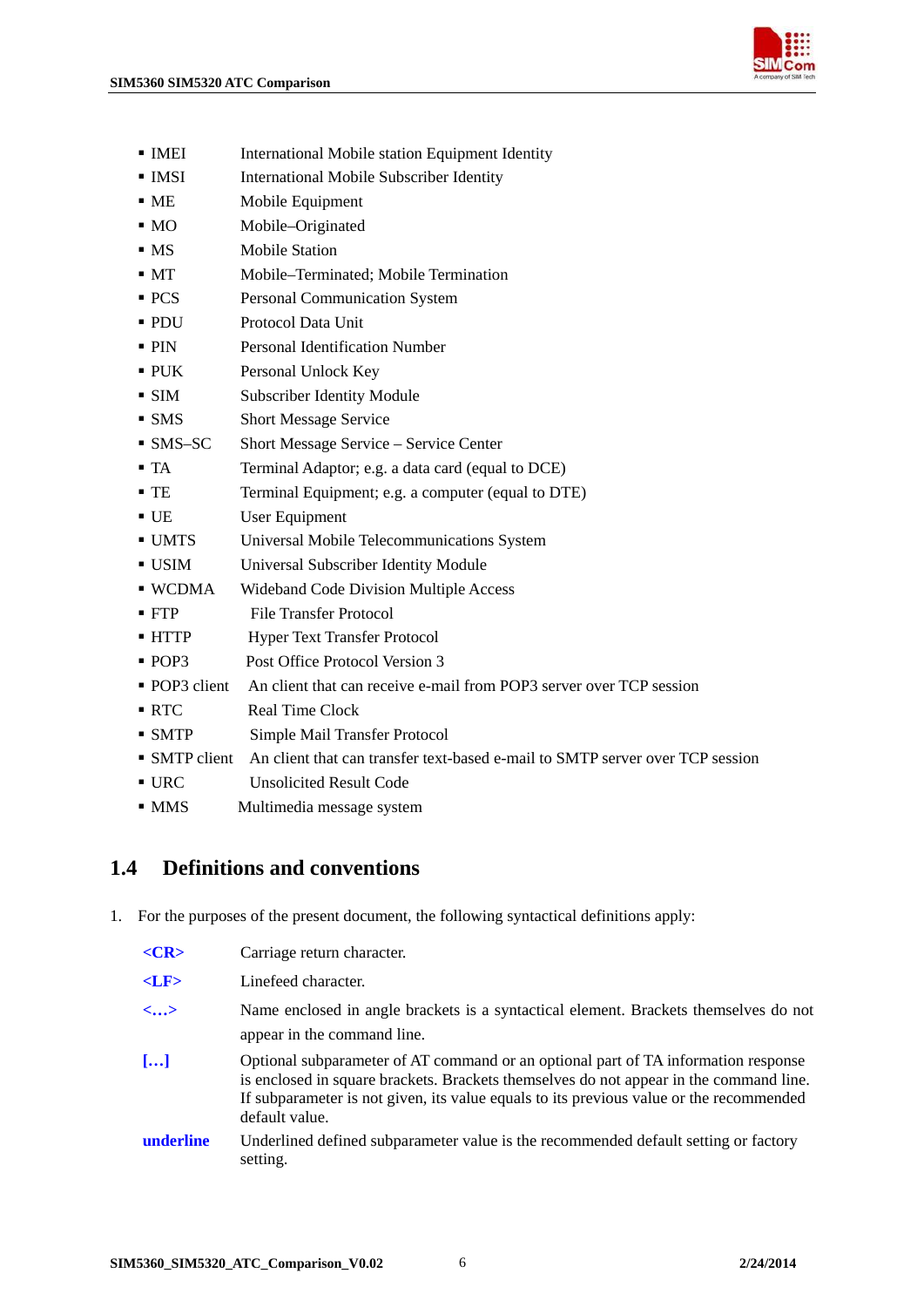- IMEI International Mobile station Equipment Identity
- IMSI International Mobile Subscriber Identity
- ME Mobile Equipment
- MO Mobile–Originated
- MS Mobile Station
- MT Mobile–Terminated; Mobile Termination
- PCS Personal Communication System
- PDU Protocol Data Unit
- PIN Personal Identification Number
- PUK Personal Unlock Key
- SIM Subscriber Identity Module
- SMS Short Message Service
- SMS–SC Short Message Service – Service Center
- TA Terminal Adaptor; e.g. a data card (equal to DCE)
- TE Terminal Equipment; e.g. a computer (equal to DTE)
- UE User Equipment
- UMTS Universal Mobile Telecommunications System
- USIM Universal Subscriber Identity Module
- WCDMA Wideband Code Division Multiple Access
- FTP File Transfer Protocol
- HTTP Hyper Text Transfer Protocol
- POP3 Post Office Protocol Version 3
- POP3 client An client that can receive e-mail from POP3 server over TCP session
- RTC Real Time Clock
- SMTP Simple Mail Transfer Protocol
- SMTP client An client that can transfer text-based e-mail to SMTP server over TCP session
- URC Unsolicited Result Code
- MMS Multimedia message system

## 1.4 Definitions and conventions

1. For the purposes of the present document, the following syntactical definitions apply:

| | |
|---|---|
| **<CR>** | Carriage return character. |
| **<LF>** | Linefeed character. |
| **<…>** | Name enclosed in angle brackets is a syntactical element. Brackets themselves do not appear in the command line. |
| **[…]** | Optional subparameter of AT command or an optional part of TA information response is enclosed in square brackets. Brackets themselves do not appear in the command line. If subparameter is not given, its value equals to its previous value or the recommended default value. |
| **underline** | Underlined defined subparameter value is the recommended default setting or factory setting. |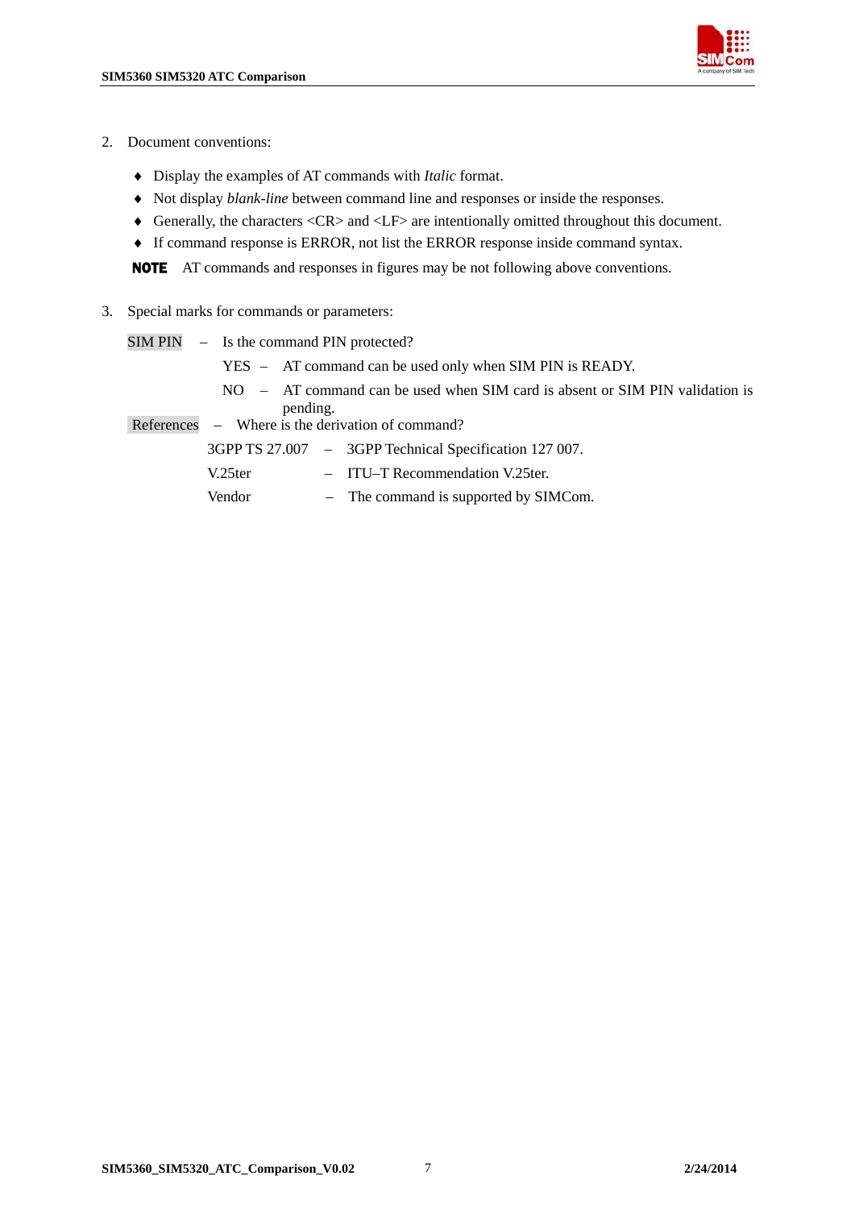2. Document conventions:

   - Display the examples of AT commands with *Italic* format.
   - Not display *blank-line* between command line and responses or inside the responses.
   - Generally, the characters <CR> and <LF> are intentionally omitted throughout this document.
   - If command response is ERROR, not list the ERROR response inside command syntax.

   **NOTE** AT commands and responses in figures may be not following above conventions.

3. Special marks for commands or parameters:

   SIM PIN – Is the command PIN protected?

   - YES – AT command can be used only when SIM PIN is READY.
   - NO – AT command can be used when SIM card is absent or SIM PIN validation is pending.

   References – Where is the derivation of command?

   - 3GPP TS 27.007 – 3GPP Technical Specification 127 007.
   - V.25ter – ITU–T Recommendation V.25ter.
   - Vendor – The command is supported by SIMCom.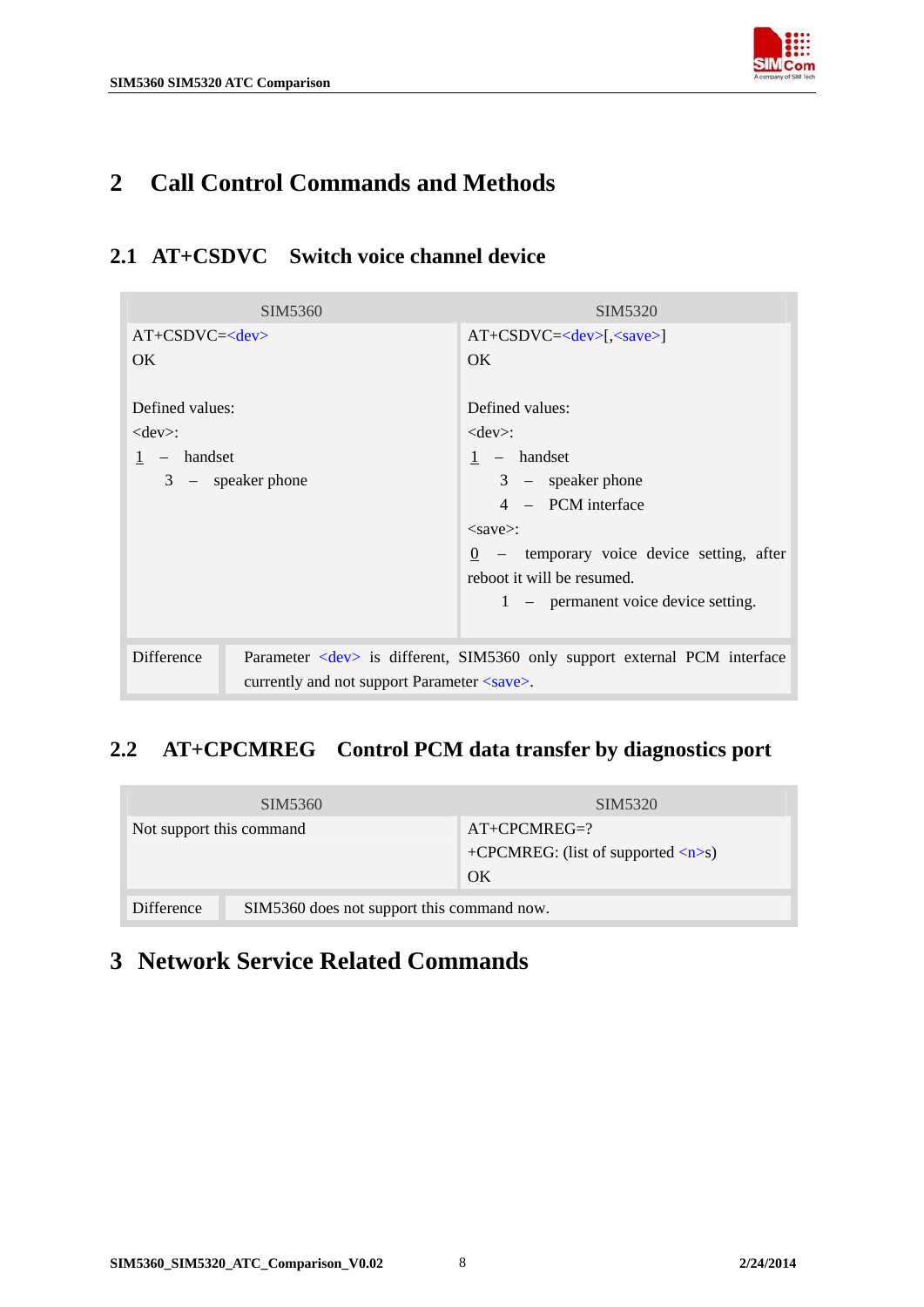# 2 Call Control Commands and Methods

## 2.1 AT+CSDVC Switch voice channel device

| SIM5360 | SIM5320 |
|---|---|
| AT+CSDVC=<dev><br>OK<br><br>Defined values:<br><dev>:<br>1 – handset<br>3 – speaker phone | AT+CSDVC=<dev>[,<save>]<br>OK<br><br>Defined values:<br><dev>:<br>1 – handset<br>3 – speaker phone<br>4 – PCM interface<br><save>:<br>0 – temporary voice device setting, after reboot it will be resumed.<br>1 – permanent voice device setting. |
| Difference | Parameter <dev> is different, SIM5360 only support external PCM interface currently and not support Parameter <save>. |

## 2.2 AT+CPCMREG Control PCM data transfer by diagnostics port

| SIM5360 | SIM5320 |
|---|---|
| Not support this command | AT+CPCMREG=?<br>+CPCMREG: (list of supported <n>s)<br>OK |
| Difference | SIM5360 does not support this command now. |

# 3 Network Service Related Commands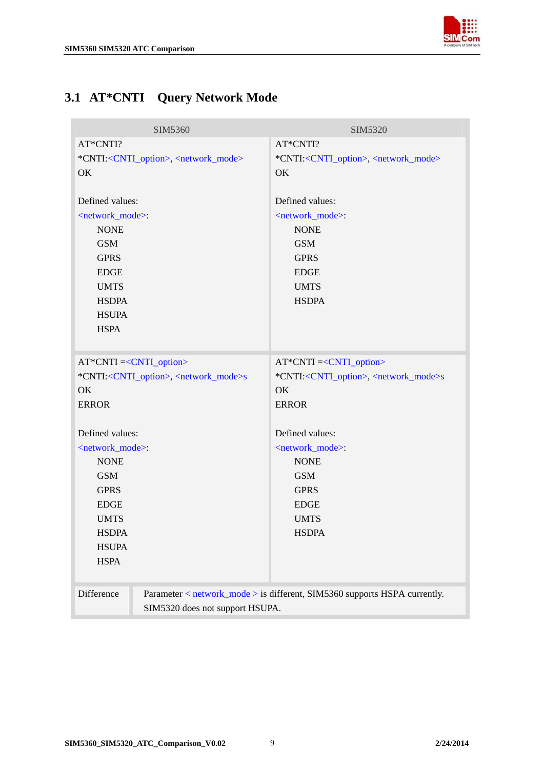## 3.1 AT*CNTI Query Network Mode

| SIM5360 | SIM5320 |
|---|---|
| AT*CNTI?<br>*CNTI:<CNTI_option>, <network_mode><br>OK<br><br>Defined values:<br><network_mode>:<br>NONE<br>GSM<br>GPRS<br>EDGE<br>UMTS<br>HSDPA<br>HSUPA<br>HSPA | AT*CNTI?<br>*CNTI:<CNTI_option>, <network_mode><br>OK<br><br>Defined values:<br><network_mode>:<br>NONE<br>GSM<br>GPRS<br>EDGE<br>UMTS<br>HSDPA |
| AT*CNTI =<CNTI_option><br>*CNTI:<CNTI_option>, <network_mode>s<br>OK<br>ERROR<br><br>Defined values:<br><network_mode>:<br>NONE<br>GSM<br>GPRS<br>EDGE<br>UMTS<br>HSDPA<br>HSUPA<br>HSPA | AT*CNTI =<CNTI_option><br>*CNTI:<CNTI_option>, <network_mode>s<br>OK<br>ERROR<br><br>Defined values:<br><network_mode>:<br>NONE<br>GSM<br>GPRS<br>EDGE<br>UMTS<br>HSDPA |
| Difference | Parameter < network_mode > is different, SIM5360 supports HSPA currently. SIM5320 does not support HSUPA. |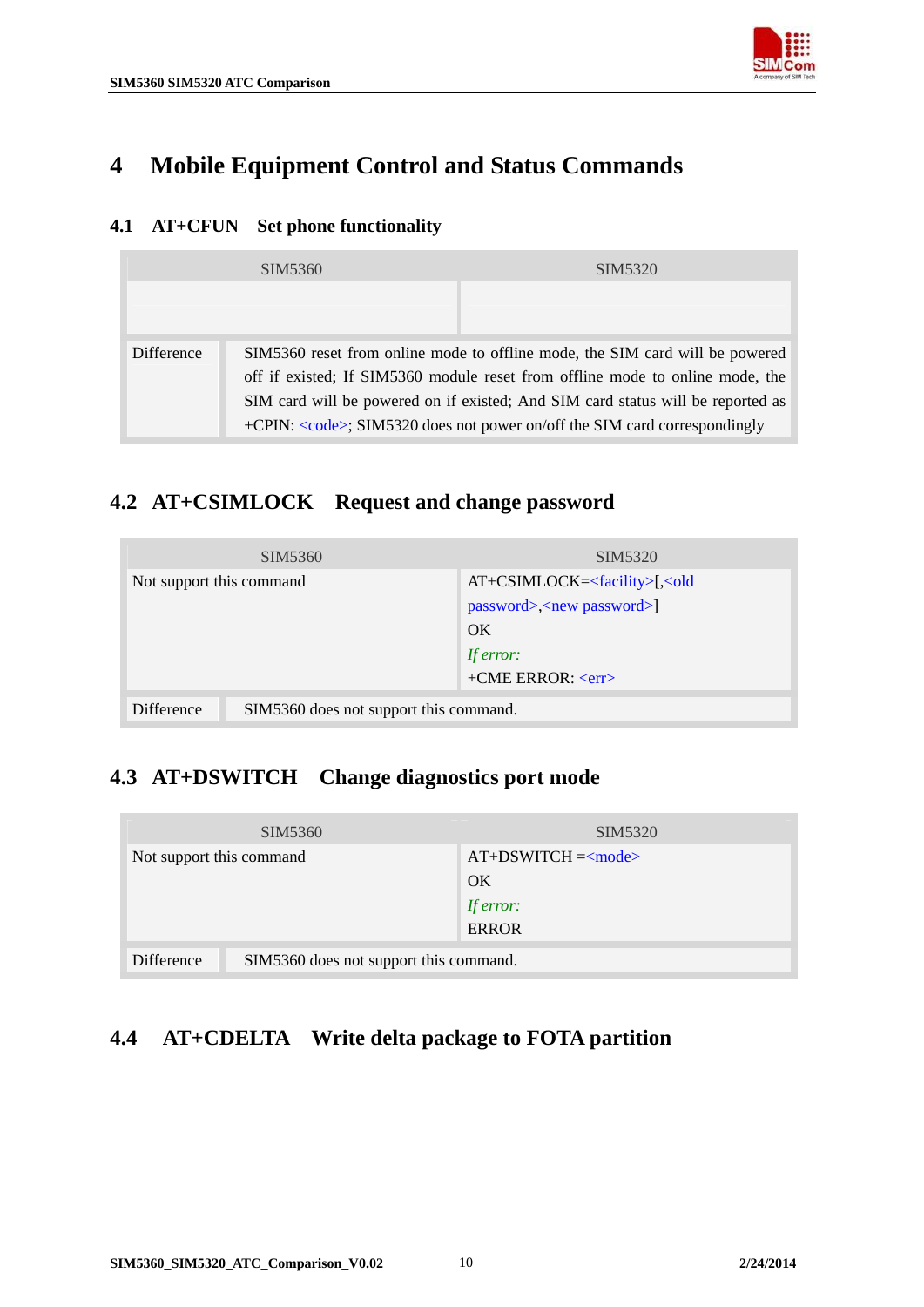# 4 Mobile Equipment Control and Status Commands

## 4.1 AT+CFUN Set phone functionality

| SIM5360 | SIM5320 |
|---|---|
| | |
| Difference | SIM5360 reset from online mode to offline mode, the SIM card will be powered off if existed; If SIM5360 module reset from offline mode to online mode, the SIM card will be powered on if existed; And SIM card status will be reported as +CPIN: <code>; SIM5320 does not power on/off the SIM card correspondingly |

## 4.2 AT+CSIMLOCK Request and change password

| SIM5360 | SIM5320 |
|---|---|
| Not support this command | AT+CSIMLOCK=<facility>[,<old password>,<new password>]<br>OK<br>*If error:*<br>+CME ERROR: <err> |
| Difference | SIM5360 does not support this command. |

## 4.3 AT+DSWITCH Change diagnostics port mode

| SIM5360 | SIM5320 |
|---|---|
| Not support this command | AT+DSWITCH =<mode><br>OK<br>*If error:*<br>ERROR |
| Difference | SIM5360 does not support this command. |

## 4.4 AT+CDELTA Write delta package to FOTA partition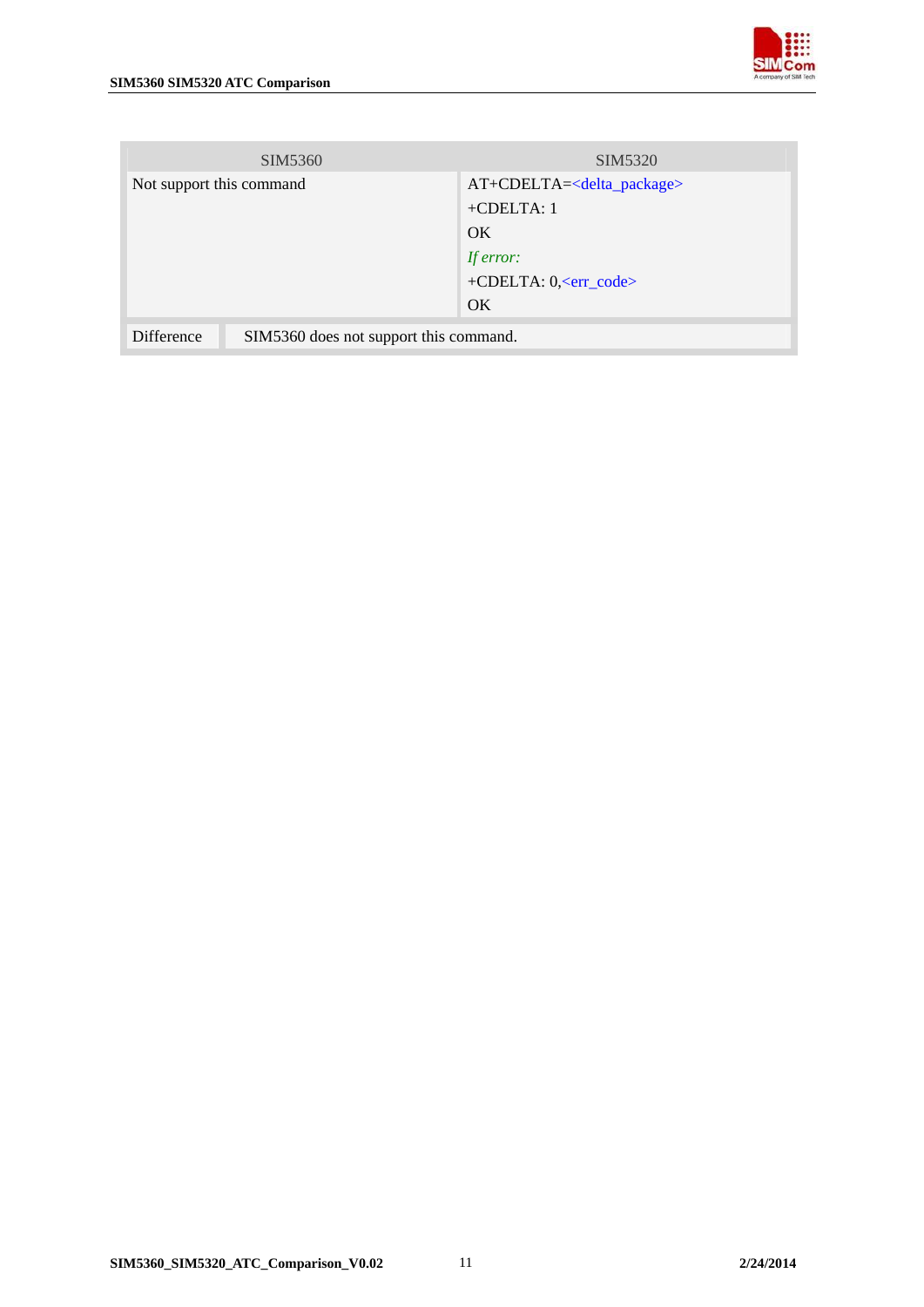| SIM5360 | SIM5320 |
|---|---|
| Not support this command | AT+CDELTA=<delta_package><br>+CDELTA: 1<br>OK<br>*If error:*<br>+CDELTA: 0,<err_code><br>OK |
| Difference | SIM5360 does not support this command. |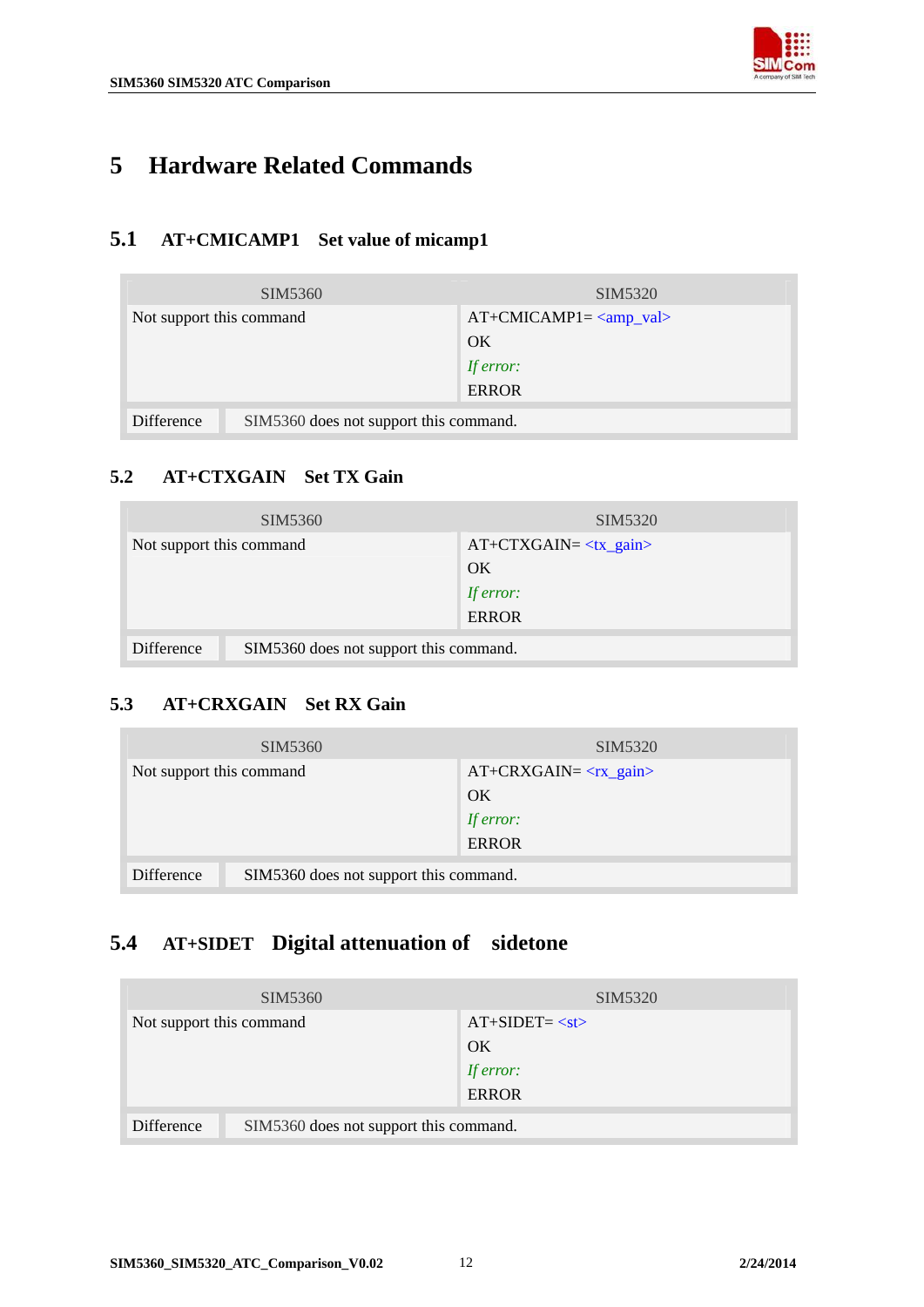# 5 Hardware Related Commands

## 5.1 AT+CMICAMP1 Set value of micamp1

| SIM5360 | SIM5320 |
|---|---|
| Not support this command | AT+CMICAMP1= <amp_val><br>OK<br>*If error:*<br>ERROR |
| Difference | SIM5360 does not support this command. |

## 5.2 AT+CTXGAIN Set TX Gain

| SIM5360 | SIM5320 |
|---|---|
| Not support this command | AT+CTXGAIN= <tx_gain><br>OK<br>*If error:*<br>ERROR |
| Difference | SIM5360 does not support this command. |

## 5.3 AT+CRXGAIN Set RX Gain

| SIM5360 | SIM5320 |
|---|---|
| Not support this command | AT+CRXGAIN= <rx_gain><br>OK<br>*If error:*<br>ERROR |
| Difference | SIM5360 does not support this command. |

## 5.4 AT+SIDET Digital attenuation of sidetone

| SIM5360 | SIM5320 |
|---|---|
| Not support this command | AT+SIDET= <st><br>OK<br>*If error:*<br>ERROR |
| Difference | SIM5360 does not support this command. |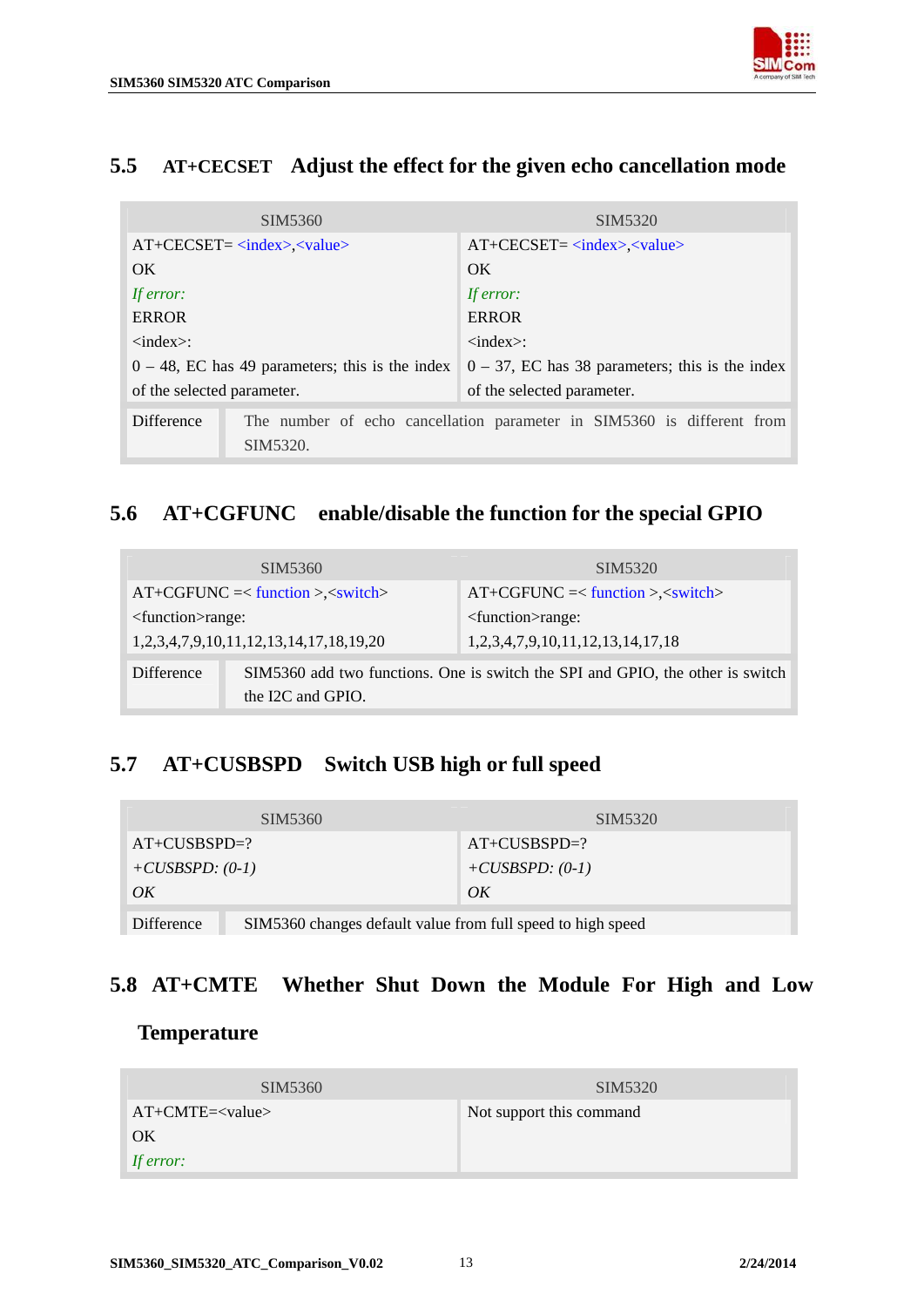## 5.5 AT+CECSET Adjust the effect for the given echo cancellation mode

| SIM5360 | SIM5320 |
|---|---|
| AT+CECSET= <index>,<value><br>OK<br>*If error:*<br>ERROR<br><index>:<br>0 – 48, EC has 49 parameters; this is the index of the selected parameter. | AT+CECSET= <index>,<value><br>OK<br>*If error:*<br>ERROR<br><index>:<br>0 – 37, EC has 38 parameters; this is the index of the selected parameter. |
| Difference | The number of echo cancellation parameter in SIM5360 is different from SIM5320. |

## 5.6 AT+CGFUNC enable/disable the function for the special GPIO

| SIM5360 | SIM5320 |
|---|---|
| AT+CGFUNC =< function >,<switch><br><function>range:<br>1,2,3,4,7,9,10,11,12,13,14,17,18,19,20 | AT+CGFUNC =< function >,<switch><br><function>range:<br>1,2,3,4,7,9,10,11,12,13,14,17,18 |
| Difference | SIM5360 add two functions. One is switch the SPI and GPIO, the other is switch the I2C and GPIO. |

## 5.7 AT+CUSBSPD Switch USB high or full speed

| SIM5360 | SIM5320 |
|---|---|
| AT+CUSBSPD=?<br>*+CUSBSPD: (0-1)*<br>*OK* | AT+CUSBSPD=?<br>*+CUSBSPD: (0-1)*<br>*OK* |
| Difference | SIM5360 changes default value from full speed to high speed |

## 5.8 AT+CMTE Whether Shut Down the Module For High and Low Temperature

| SIM5360 | SIM5320 |
|---|---|
| AT+CMTE=<value><br>OK<br>*If error:* | Not support this command |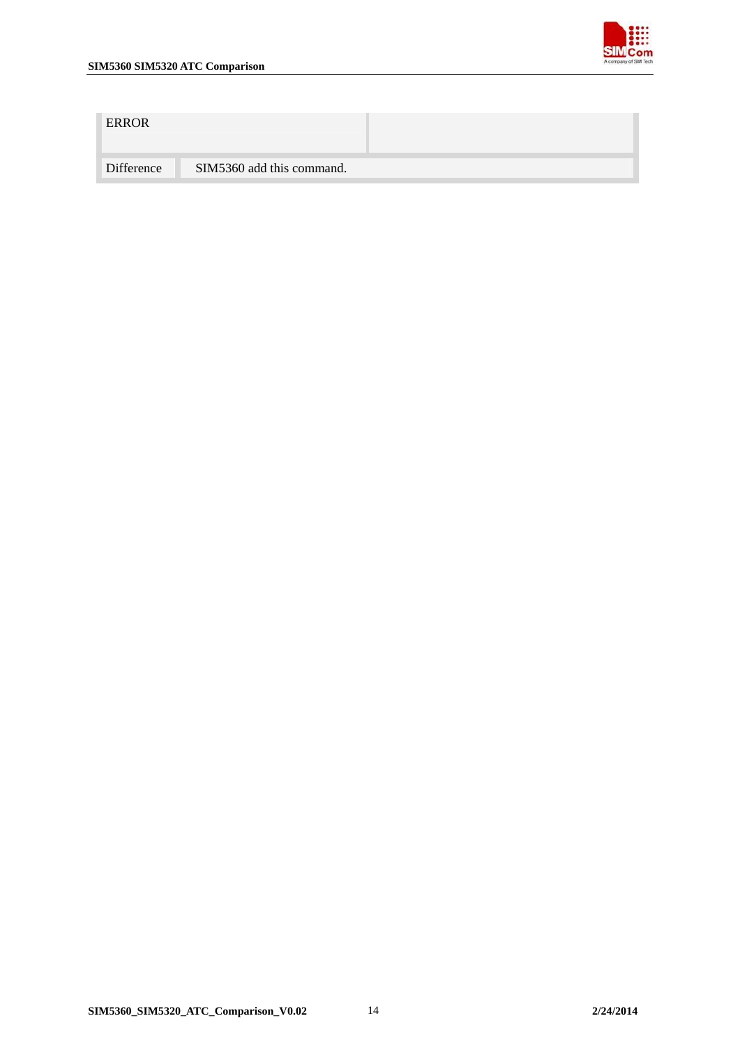| ERROR | |
|---|---|
| Difference | SIM5360 add this command. |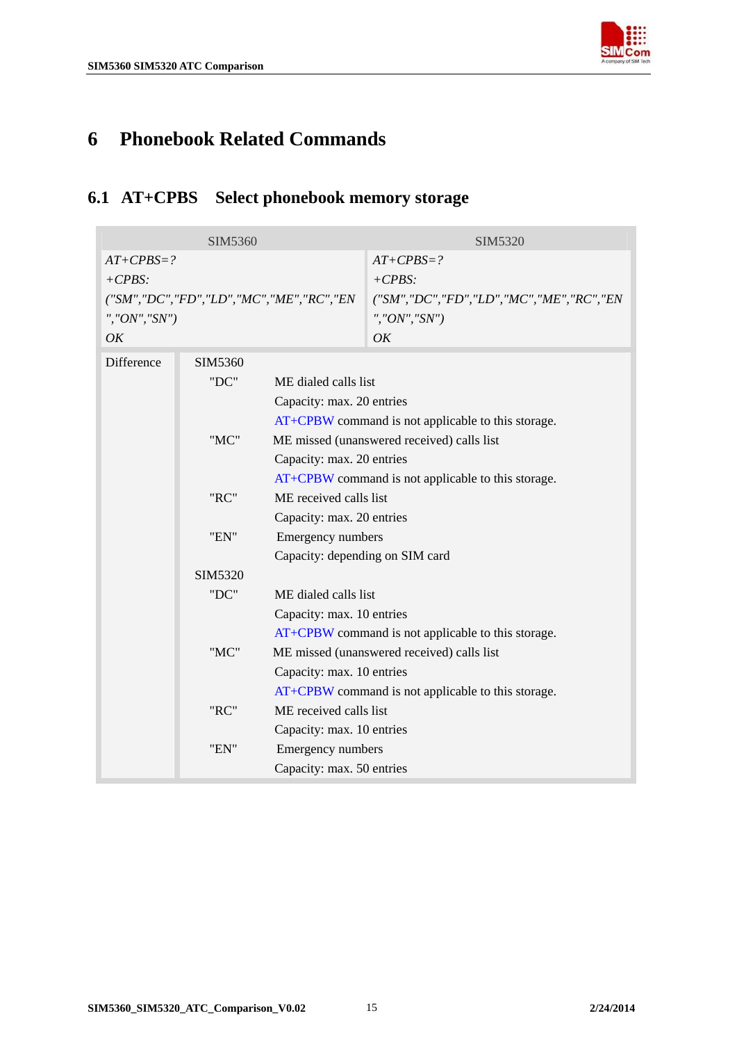# 6 Phonebook Related Commands

## 6.1 AT+CPBS Select phonebook memory storage

| SIM5360 | SIM5320 |
|---|---|
| *AT+CPBS=?*<br>*+CPBS:*<br>*("SM","DC","FD","LD","MC","ME","RC","EN","ON","SN")*<br>*OK* | *AT+CPBS=?*<br>*+CPBS:*<br>*("SM","DC","FD","LD","MC","ME","RC","EN","ON","SN")*<br>*OK* |

| Difference | |
|---|---|
| | SIM5360<br>"DC" ME dialed calls list<br>Capacity: max. 20 entries<br>AT+CPBW command is not applicable to this storage.<br>"MC" ME missed (unanswered received) calls list<br>Capacity: max. 20 entries<br>AT+CPBW command is not applicable to this storage.<br>"RC" ME received calls list<br>Capacity: max. 20 entries<br>"EN" Emergency numbers<br>Capacity: depending on SIM card<br>SIM5320<br>"DC" ME dialed calls list<br>Capacity: max. 10 entries<br>AT+CPBW command is not applicable to this storage.<br>"MC" ME missed (unanswered received) calls list<br>Capacity: max. 10 entries<br>AT+CPBW command is not applicable to this storage.<br>"RC" ME received calls list<br>Capacity: max. 10 entries<br>"EN" Emergency numbers<br>Capacity: max. 50 entries |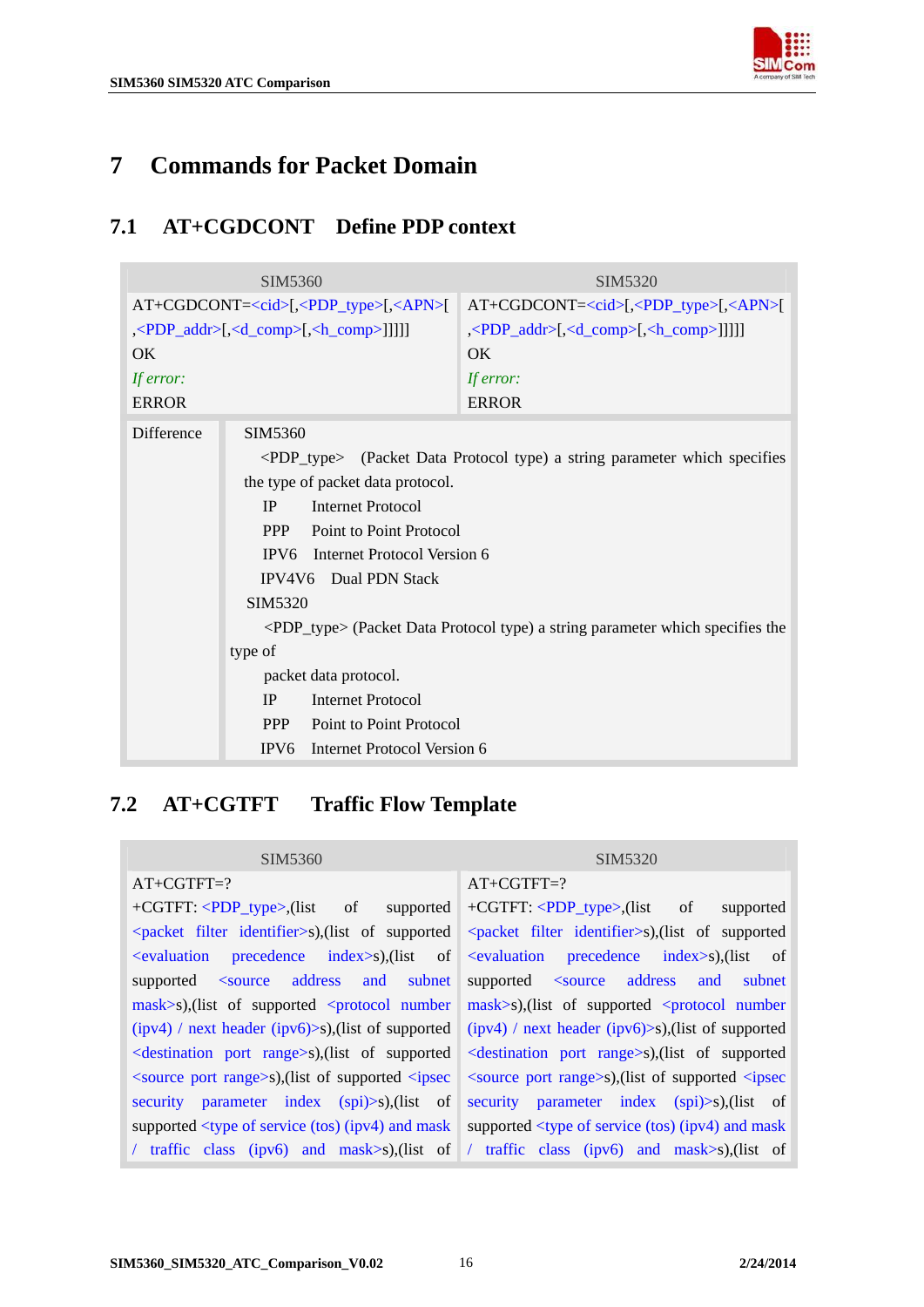# 7 Commands for Packet Domain

## 7.1 AT+CGDCONT Define PDP context

| SIM5360 | SIM5320 |
|---|---|
| AT+CGDCONT=<cid>[,<PDP_type>[,<APN>[,<PDP_addr>[,<d_comp>[,<h_comp>]]]]]<br>OK<br>*If error:*<br>ERROR | AT+CGDCONT=<cid>[,<PDP_type>[,<APN>[,<PDP_addr>[,<d_comp>[,<h_comp>]]]]]<br>OK<br>*If error:*<br>ERROR |

| Difference | |
|---|---|
| | SIM5360<br><PDP_type> (Packet Data Protocol type) a string parameter which specifies the type of packet data protocol.<br>IP Internet Protocol<br>PPP Point to Point Protocol<br>IPV6 Internet Protocol Version 6<br>IPV4V6 Dual PDN Stack<br>SIM5320<br><PDP_type> (Packet Data Protocol type) a string parameter which specifies the type of packet data protocol.<br>IP Internet Protocol<br>PPP Point to Point Protocol<br>IPV6 Internet Protocol Version 6 |

## 7.2 AT+CGTFT Traffic Flow Template

| SIM5360 | SIM5320 |
|---|---|
| AT+CGTFT=?<br>+CGTFT: <PDP_type>,(list of supported <packet filter identifier>s),(list of supported <evaluation precedence index>s),(list of supported <source address and subnet mask>s),(list of supported <protocol number (ipv4) / next header (ipv6)>s),(list of supported <destination port range>s),(list of supported <source port range>s),(list of supported <ipsec security parameter index (spi)>s),(list of supported <type of service (tos) (ipv4) and mask / traffic class (ipv6) and mask>s),(list of | AT+CGTFT=?<br>+CGTFT: <PDP_type>,(list of supported <packet filter identifier>s),(list of supported <evaluation precedence index>s),(list of supported <source address and subnet mask>s),(list of supported <protocol number (ipv4) / next header (ipv6)>s),(list of supported <destination port range>s),(list of supported <source port range>s),(list of supported <ipsec security parameter index (spi)>s),(list of supported <type of service (tos) (ipv4) and mask / traffic class (ipv6) and mask>s),(list of |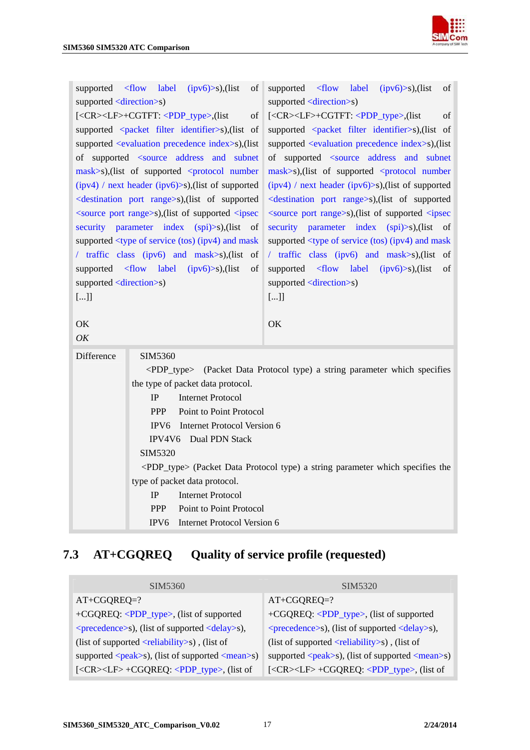| | |
|---|---|
| supported <flow label (ipv6)>s),(list of supported <direction>s)<br>[<CR><LF>+CGTFT: <PDP_type>,(list of supported <packet filter identifier>s),(list of supported <evaluation precedence index>s),(list of supported <source address and subnet mask>s),(list of supported <protocol number (ipv4) / next header (ipv6)>s),(list of supported <destination port range>s),(list of supported <source port range>s),(list of supported <ipsec security parameter index (spi)>s),(list of supported <type of service (tos) (ipv4) and mask / traffic class (ipv6) and mask>s),(list of supported <flow label (ipv6)>s),(list of supported <direction>s)<br>[...]]<br><br>OK<br>*OK* | supported <flow label (ipv6)>s),(list of supported <direction>s)<br>[<CR><LF>+CGTFT: <PDP_type>,(list of supported <packet filter identifier>s),(list of supported <evaluation precedence index>s),(list of supported <source address and subnet mask>s),(list of supported <protocol number (ipv4) / next header (ipv6)>s),(list of supported <destination port range>s),(list of supported <source port range>s),(list of supported <ipsec security parameter index (spi)>s),(list of supported <type of service (tos) (ipv4) and mask / traffic class (ipv6) and mask>s),(list of supported <flow label (ipv6)>s),(list of supported <direction>s)<br>[...]]<br><br>OK |
| Difference | SIM5360<br><PDP_type> (Packet Data Protocol type) a string parameter which specifies the type of packet data protocol.<br>IP Internet Protocol<br>PPP Point to Point Protocol<br>IPV6 Internet Protocol Version 6<br>IPV4V6 Dual PDN Stack<br>SIM5320<br><PDP_type> (Packet Data Protocol type) a string parameter which specifies the type of packet data protocol.<br>IP Internet Protocol<br>PPP Point to Point Protocol<br>IPV6 Internet Protocol Version 6 |

## 7.3 AT+CGQREQ Quality of service profile (requested)

| SIM5360 | SIM5320 |
|---|---|
| AT+CGQREQ=?<br>+CGQREQ: <PDP_type>, (list of supported <precedence>s), (list of supported <delay>s), (list of supported <reliability>s) , (list of supported <peak>s), (list of supported <mean>s)<br>[<CR><LF> +CGQREQ: <PDP_type>, (list of | AT+CGQREQ=?<br>+CGQREQ: <PDP_type>, (list of supported <precedence>s), (list of supported <delay>s), (list of supported <reliability>s) , (list of supported <peak>s), (list of supported <mean>s)<br>[<CR><LF> +CGQREQ: <PDP_type>, (list of |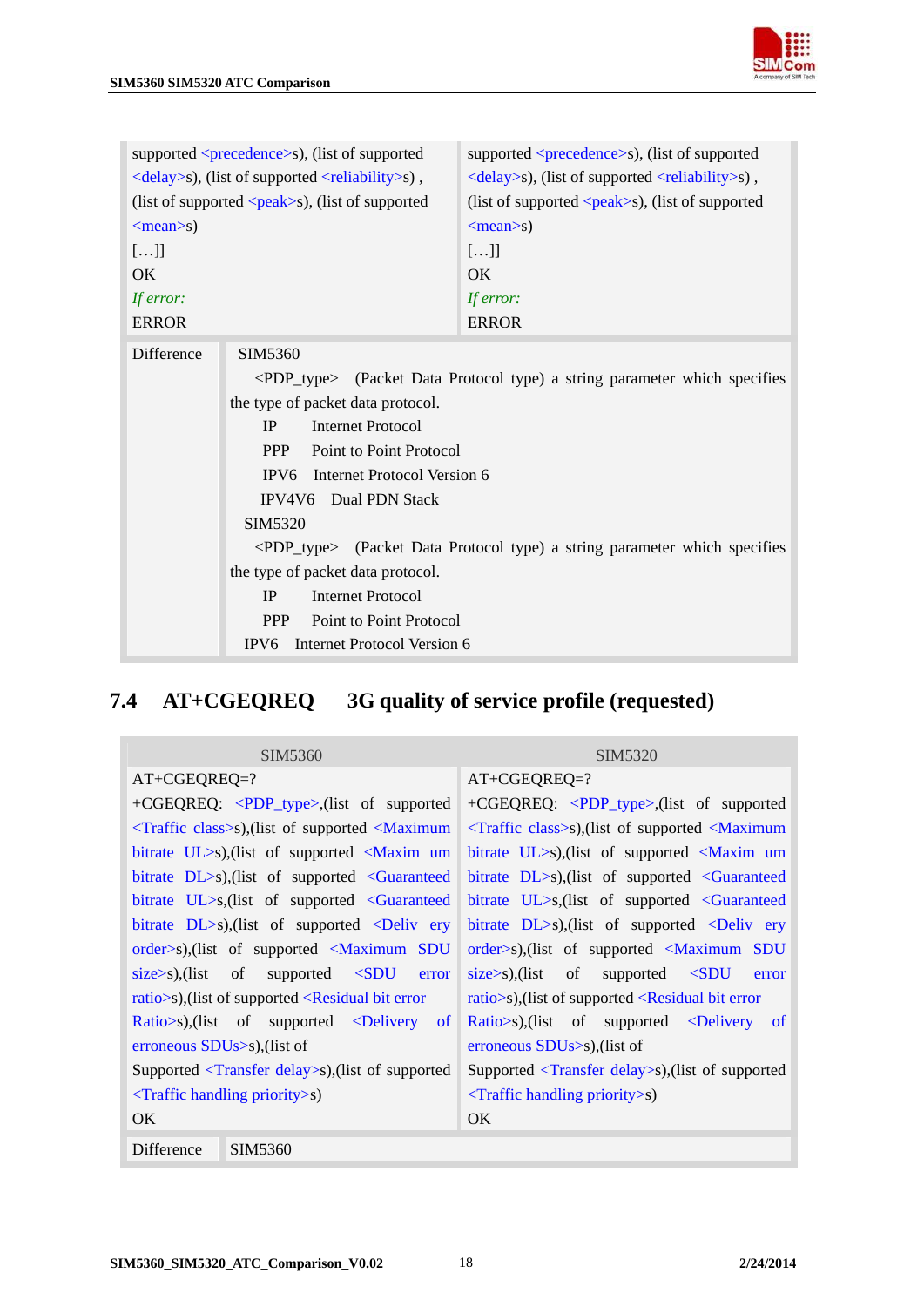| | |
|---|---|
| supported <precedence>s), (list of supported <delay>s), (list of supported <reliability>s) , (list of supported <peak>s), (list of supported <mean>s)<br>[…]]<br>OK<br>*If error:*<br>ERROR | supported <precedence>s), (list of supported <delay>s), (list of supported <reliability>s) , (list of supported <peak>s), (list of supported <mean>s)<br>[…]]<br>OK<br>*If error:*<br>ERROR |
| Difference | SIM5360<br><PDP_type> (Packet Data Protocol type) a string parameter which specifies the type of packet data protocol.<br>IP Internet Protocol<br>PPP Point to Point Protocol<br>IPV6 Internet Protocol Version 6<br>IPV4V6 Dual PDN Stack<br>SIM5320<br><PDP_type> (Packet Data Protocol type) a string parameter which specifies the type of packet data protocol.<br>IP Internet Protocol<br>PPP Point to Point Protocol<br>IPV6 Internet Protocol Version 6 |

## 7.4 AT+CGEQREQ 3G quality of service profile (requested)

| SIM5360 | SIM5320 |
|---|---|
| AT+CGEQREQ=?<br>+CGEQREQ: <PDP_type>,(list of supported <Traffic class>s),(list of supported <Maximum bitrate UL>s),(list of supported <Maxim um bitrate DL>s),(list of supported <Guaranteed bitrate UL>s,(list of supported <Guaranteed bitrate DL>s),(list of supported <Deliv ery order>s),(list of supported <Maximum SDU size>s),(list of supported <SDU error ratio>s),(list of supported <Residual bit error Ratio>s),(list of supported <Delivery of erroneous SDUs>s),(list of Supported <Transfer delay>s),(list of supported <Traffic handling priority>s)<br>OK | AT+CGEQREQ=?<br>+CGEQREQ: <PDP_type>,(list of supported <Traffic class>s),(list of supported <Maximum bitrate UL>s),(list of supported <Maxim um bitrate DL>s),(list of supported <Guaranteed bitrate UL>s,(list of supported <Guaranteed bitrate DL>s),(list of supported <Deliv ery order>s),(list of supported <Maximum SDU size>s),(list of supported <SDU error ratio>s),(list of supported <Residual bit error Ratio>s),(list of supported <Delivery of erroneous SDUs>s),(list of Supported <Transfer delay>s),(list of supported <Traffic handling priority>s)<br>OK |
| Difference | SIM5360 |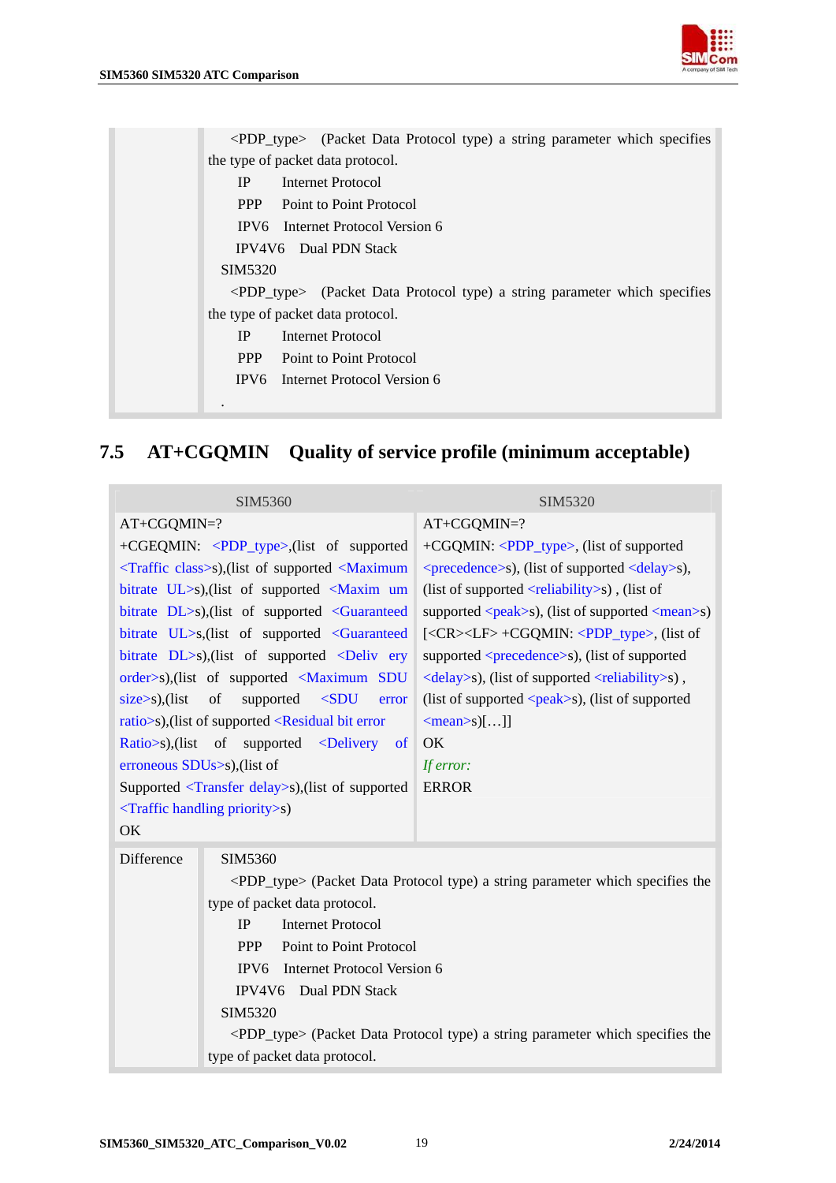| | |
|---|---|
| | <PDP_type> (Packet Data Protocol type) a string parameter which specifies the type of packet data protocol.<br>IP Internet Protocol<br>PPP Point to Point Protocol<br>IPV6 Internet Protocol Version 6<br>IPV4V6 Dual PDN Stack<br>SIM5320<br><PDP_type> (Packet Data Protocol type) a string parameter which specifies the type of packet data protocol.<br>IP Internet Protocol<br>PPP Point to Point Protocol<br>IPV6 Internet Protocol Version 6<br>. |

## 7.5 AT+CGQMIN Quality of service profile (minimum acceptable)

| SIM5360 | SIM5320 |
|---|---|
| AT+CGQMIN=?<br>+CGEQMIN: <PDP_type>,(list of supported <Traffic class>s),(list of supported <Maximum bitrate UL>s),(list of supported <Maxim um bitrate DL>s),(list of supported <Guaranteed bitrate UL>s,(list of supported <Guaranteed bitrate DL>s),(list of supported <Deliv ery order>s),(list of supported <Maximum SDU size>s),(list of supported <SDU error ratio>s),(list of supported <Residual bit error Ratio>s),(list of supported <Delivery of erroneous SDUs>s),(list of Supported <Transfer delay>s),(list of supported <Traffic handling priority>s)<br>OK | AT+CGQMIN=?<br>+CGQMIN: <PDP_type>, (list of supported <precedence>s), (list of supported <delay>s), (list of supported <reliability>s) , (list of supported <peak>s), (list of supported <mean>s)<br>[<CR><LF> +CGQMIN: <PDP_type>, (list of supported <precedence>s), (list of supported <delay>s), (list of supported <reliability>s) , (list of supported <peak>s), (list of supported <mean>s)[…]]<br>OK<br>*If error:*<br>ERROR |

| | |
|---|---|
| Difference | SIM5360<br><PDP_type> (Packet Data Protocol type) a string parameter which specifies the type of packet data protocol.<br>IP Internet Protocol<br>PPP Point to Point Protocol<br>IPV6 Internet Protocol Version 6<br>IPV4V6 Dual PDN Stack<br>SIM5320<br><PDP_type> (Packet Data Protocol type) a string parameter which specifies the type of packet data protocol. |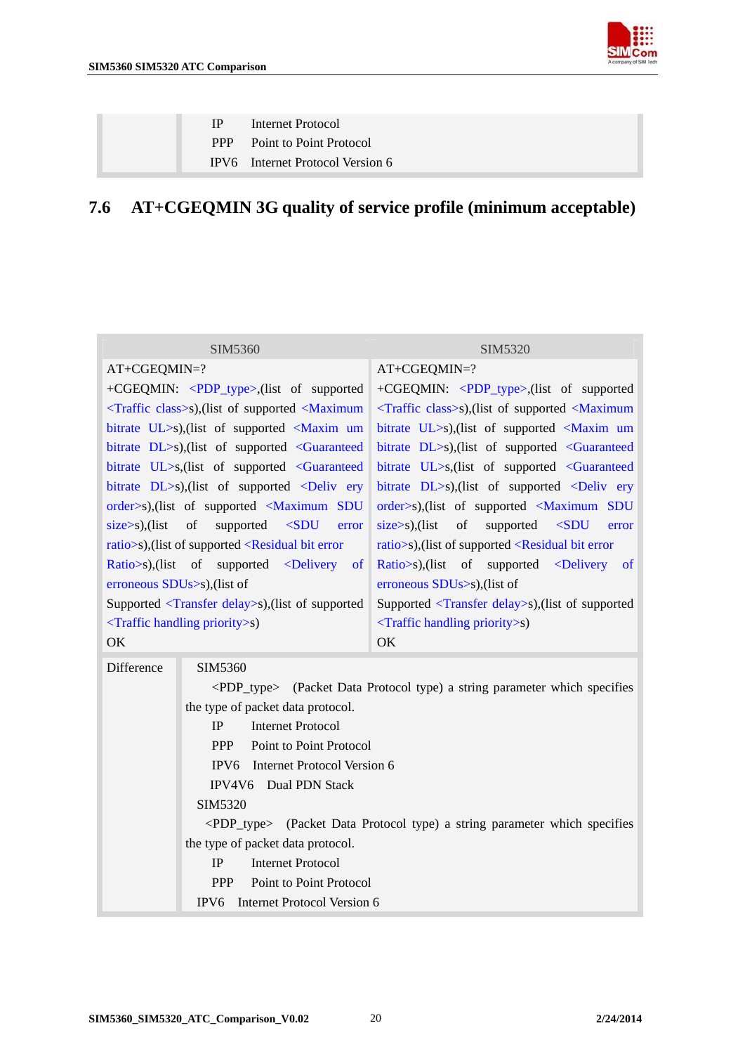| | IP Internet Protocol<br>PPP Point to Point Protocol<br>IPV6 Internet Protocol Version 6 |
|---|---|

## 7.6 AT+CGEQMIN 3G quality of service profile (minimum acceptable)

| SIM5360 | SIM5320 |
|---|---|
| AT+CGEQMIN=?<br>+CGEQMIN: <PDP_type>,(list of supported <Traffic class>s),(list of supported <Maximum bitrate UL>s),(list of supported <Maxim um bitrate DL>s),(list of supported <Guaranteed bitrate UL>s,(list of supported <Guaranteed bitrate DL>s),(list of supported <Deliv ery order>s),(list of supported <Maximum SDU size>s),(list of supported <SDU error ratio>s),(list of supported <Residual bit error Ratio>s),(list of supported <Delivery of erroneous SDUs>s),(list of Supported <Transfer delay>s),(list of supported <Traffic handling priority>s)<br>OK | AT+CGEQMIN=?<br>+CGEQMIN: <PDP_type>,(list of supported <Traffic class>s),(list of supported <Maximum bitrate UL>s),(list of supported <Maxim um bitrate DL>s),(list of supported <Guaranteed bitrate UL>s,(list of supported <Guaranteed bitrate DL>s),(list of supported <Deliv ery order>s),(list of supported <Maximum SDU size>s),(list of supported <SDU error ratio>s),(list of supported <Residual bit error Ratio>s),(list of supported <Delivery of erroneous SDUs>s),(list of Supported <Transfer delay>s),(list of supported <Traffic handling priority>s)<br>OK |

| Difference | SIM5360<br><PDP_type> (Packet Data Protocol type) a string parameter which specifies the type of packet data protocol.<br>IP Internet Protocol<br>PPP Point to Point Protocol<br>IPV6 Internet Protocol Version 6<br>IPV4V6 Dual PDN Stack<br>SIM5320<br><PDP_type> (Packet Data Protocol type) a string parameter which specifies the type of packet data protocol.<br>IP Internet Protocol<br>PPP Point to Point Protocol<br>IPV6 Internet Protocol Version 6 |
|---|---|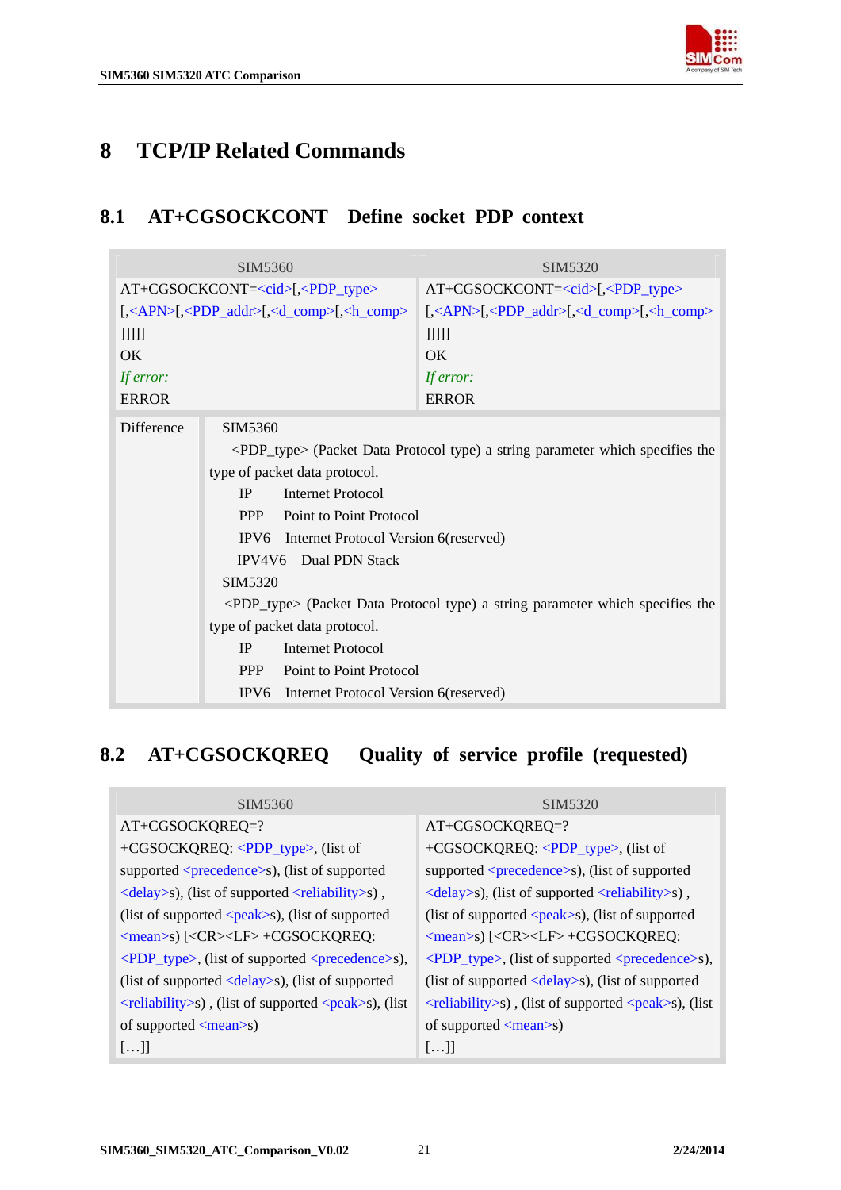# 8 TCP/IP Related Commands

## 8.1 AT+CGSOCKCONT Define socket PDP context

| SIM5360 | SIM5320 |
| --- | --- |
| AT+CGSOCKCONT=<cid>[,<PDP_type>[,<APN>[,<PDP_addr>[,<d_comp>[,<h_comp>]]]]]<br>OK<br>*If error:*<br>ERROR | AT+CGSOCKCONT=<cid>[,<PDP_type>[,<APN>[,<PDP_addr>[,<d_comp>[,<h_comp>]]]]]<br>OK<br>*If error:*<br>ERROR |
| Difference | SIM5360<br><PDP_type> (Packet Data Protocol type) a string parameter which specifies the type of packet data protocol.<br>IP Internet Protocol<br>PPP Point to Point Protocol<br>IPV6 Internet Protocol Version 6(reserved)<br>IPV4V6 Dual PDN Stack<br>SIM5320<br><PDP_type> (Packet Data Protocol type) a string parameter which specifies the type of packet data protocol.<br>IP Internet Protocol<br>PPP Point to Point Protocol<br>IPV6 Internet Protocol Version 6(reserved) |

## 8.2 AT+CGSOCKQREQ Quality of service profile (requested)

| SIM5360 | SIM5320 |
| --- | --- |
| AT+CGSOCKQREQ=?<br>+CGSOCKQREQ: <PDP_type>, (list of supported <precedence>s), (list of supported <delay>s), (list of supported <reliability>s) , (list of supported <peak>s), (list of supported <mean>s) [<CR><LF> +CGSOCKQREQ: <PDP_type>, (list of supported <precedence>s), (list of supported <delay>s), (list of supported <reliability>s) , (list of supported <peak>s), (list of supported <mean>s)<br>[…]] | AT+CGSOCKQREQ=?<br>+CGSOCKQREQ: <PDP_type>, (list of supported <precedence>s), (list of supported <delay>s), (list of supported <reliability>s) , (list of supported <peak>s), (list of supported <mean>s) [<CR><LF> +CGSOCKQREQ: <PDP_type>, (list of supported <precedence>s), (list of supported <delay>s), (list of supported <reliability>s) , (list of supported <peak>s), (list of supported <mean>s)<br>[…]] |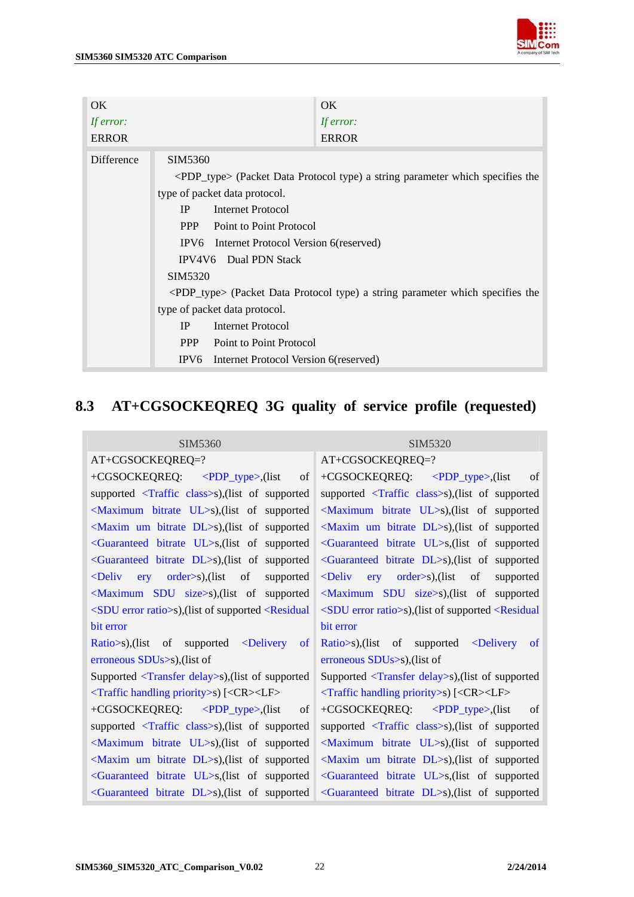| OK<br>*If error:*<br>ERROR | OK<br>*If error:*<br>ERROR |
|---|---|
| Difference | SIM5360<br>&lt;PDP_type&gt; (Packet Data Protocol type) a string parameter which specifies the type of packet data protocol.<br>IP Internet Protocol<br>PPP Point to Point Protocol<br>IPV6 Internet Protocol Version 6(reserved)<br>IPV4V6 Dual PDN Stack<br>SIM5320<br>&lt;PDP_type&gt; (Packet Data Protocol type) a string parameter which specifies the type of packet data protocol.<br>IP Internet Protocol<br>PPP Point to Point Protocol<br>IPV6 Internet Protocol Version 6(reserved) |

## 8.3 AT+CGSOCKEQREQ 3G quality of service profile (requested)

| SIM5360 | SIM5320 |
|---|---|
| AT+CGSOCKEQREQ=?<br>+CGSOCKEQREQ: &lt;PDP_type&gt;,(list of supported &lt;Traffic class&gt;s),(list of supported &lt;Maximum bitrate UL&gt;s),(list of supported &lt;Maxim um bitrate DL&gt;s),(list of supported &lt;Guaranteed bitrate UL&gt;s,(list of supported &lt;Guaranteed bitrate DL&gt;s),(list of supported &lt;Deliv ery order&gt;s),(list of supported &lt;Maximum SDU size&gt;s),(list of supported &lt;SDU error ratio&gt;s),(list of supported &lt;Residual bit error Ratio&gt;s),(list of supported &lt;Delivery of erroneous SDUs&gt;s),(list of Supported &lt;Transfer delay&gt;s),(list of supported &lt;Traffic handling priority&gt;s) [&lt;CR&gt;&lt;LF&gt;<br>+CGSOCKEQREQ: &lt;PDP_type&gt;,(list of supported &lt;Traffic class&gt;s),(list of supported &lt;Maximum bitrate UL&gt;s),(list of supported &lt;Maxim um bitrate DL&gt;s),(list of supported &lt;Guaranteed bitrate UL&gt;s,(list of supported &lt;Guaranteed bitrate DL&gt;s),(list of supported | AT+CGSOCKEQREQ=?<br>+CGSOCKEQREQ: &lt;PDP_type&gt;,(list of supported &lt;Traffic class&gt;s),(list of supported &lt;Maximum bitrate UL&gt;s),(list of supported &lt;Maxim um bitrate DL&gt;s),(list of supported &lt;Guaranteed bitrate UL&gt;s,(list of supported &lt;Guaranteed bitrate DL&gt;s),(list of supported &lt;Deliv ery order&gt;s),(list of supported &lt;Maximum SDU size&gt;s),(list of supported &lt;SDU error ratio&gt;s),(list of supported &lt;Residual bit error Ratio&gt;s),(list of supported &lt;Delivery of erroneous SDUs&gt;s),(list of Supported &lt;Transfer delay&gt;s),(list of supported &lt;Traffic handling priority&gt;s) [&lt;CR&gt;&lt;LF&gt;<br>+CGSOCKEQREQ: &lt;PDP_type&gt;,(list of supported &lt;Traffic class&gt;s),(list of supported &lt;Maximum bitrate UL&gt;s),(list of supported &lt;Maxim um bitrate DL&gt;s),(list of supported &lt;Guaranteed bitrate UL&gt;s,(list of supported &lt;Guaranteed bitrate DL&gt;s),(list of supported |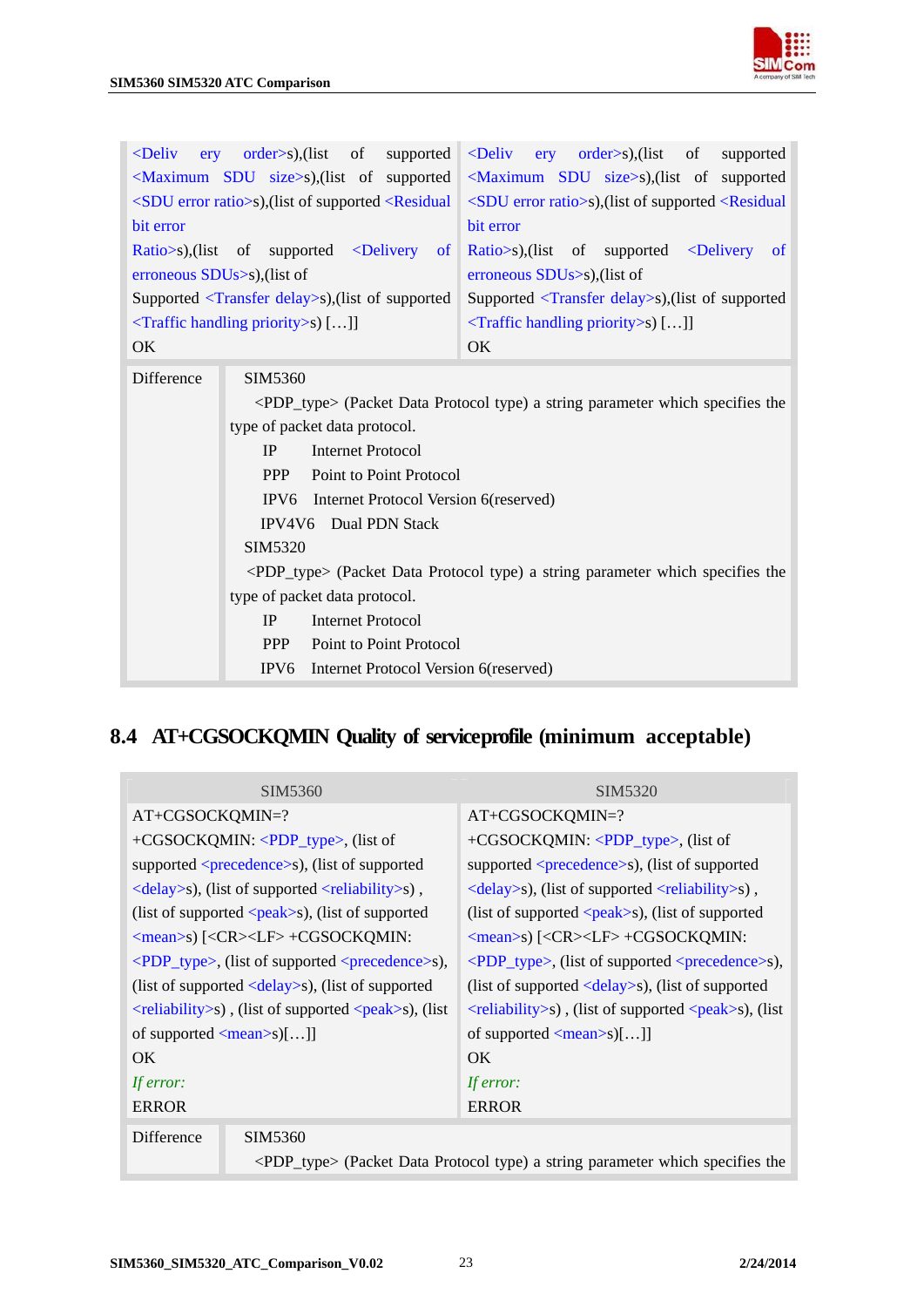| | |
|---|---|
| <Deliv ery order>s),(list of supported <Maximum SDU size>s),(list of supported <SDU error ratio>s),(list of supported <Residual bit error Ratio>s),(list of supported <Delivery of erroneous SDUs>s),(list of Supported <Transfer delay>s),(list of supported <Traffic handling priority>s) […]]<br>OK | <Deliv ery order>s),(list of supported <Maximum SDU size>s),(list of supported <SDU error ratio>s),(list of supported <Residual bit error Ratio>s),(list of supported <Delivery of erroneous SDUs>s),(list of Supported <Transfer delay>s),(list of supported <Traffic handling priority>s) […]]<br>OK |

| | |
|---|---|
| Difference | SIM5360<br><PDP_type> (Packet Data Protocol type) a string parameter which specifies the type of packet data protocol.<br>IP Internet Protocol<br>PPP Point to Point Protocol<br>IPV6 Internet Protocol Version 6(reserved)<br>IPV4V6 Dual PDN Stack<br>SIM5320<br><PDP_type> (Packet Data Protocol type) a string parameter which specifies the type of packet data protocol.<br>IP Internet Protocol<br>PPP Point to Point Protocol<br>IPV6 Internet Protocol Version 6(reserved) |

## 8.4 AT+CGSOCKQMIN Quality of serviceprofile (minimum acceptable)

| SIM5360 | SIM5320 |
|---|---|
| AT+CGSOCKQMIN=?<br>+CGSOCKQMIN: <PDP_type>, (list of supported <precedence>s), (list of supported <delay>s), (list of supported <reliability>s) , (list of supported <peak>s), (list of supported <mean>s) [<CR><LF> +CGSOCKQMIN: <PDP_type>, (list of supported <precedence>s), (list of supported <delay>s), (list of supported <reliability>s) , (list of supported <peak>s), (list of supported <mean>s)[…]]<br>OK<br>*If error:*<br>ERROR | AT+CGSOCKQMIN=?<br>+CGSOCKQMIN: <PDP_type>, (list of supported <precedence>s), (list of supported <delay>s), (list of supported <reliability>s) , (list of supported <peak>s), (list of supported <mean>s) [<CR><LF> +CGSOCKQMIN: <PDP_type>, (list of supported <precedence>s), (list of supported <delay>s), (list of supported <reliability>s) , (list of supported <peak>s), (list of supported <mean>s)[…]]<br>OK<br>*If error:*<br>ERROR |

| | |
|---|---|
| Difference | SIM5360<br><PDP_type> (Packet Data Protocol type) a string parameter which specifies the |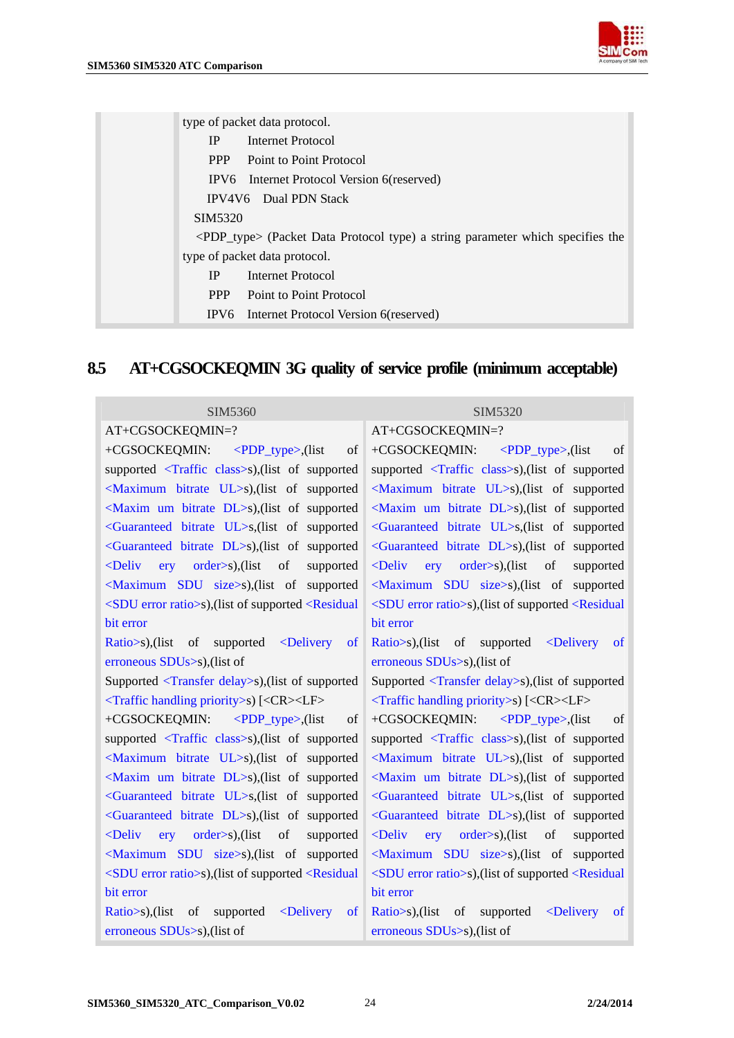| | |
|---|---|
| | type of packet data protocol.<br>IP Internet Protocol<br>PPP Point to Point Protocol<br>IPV6 Internet Protocol Version 6(reserved)<br>IPV4V6 Dual PDN Stack<br>SIM5320<br><PDP_type> (Packet Data Protocol type) a string parameter which specifies the type of packet data protocol.<br>IP Internet Protocol<br>PPP Point to Point Protocol<br>IPV6 Internet Protocol Version 6(reserved) |

## 8.5 AT+CGSOCKEQMIN 3G quality of service profile (minimum acceptable)

| SIM5360 | SIM5320 |
|---|---|
| AT+CGSOCKEQMIN=?<br>+CGSOCKEQMIN: <PDP_type>,(list of supported <Traffic class>s),(list of supported <Maximum bitrate UL>s),(list of supported <Maxim um bitrate DL>s),(list of supported <Guaranteed bitrate UL>s,(list of supported <Guaranteed bitrate DL>s),(list of supported <Deliv ery order>s),(list of supported <Maximum SDU size>s),(list of supported <SDU error ratio>s),(list of supported <Residual bit error Ratio>s),(list of supported <Delivery of erroneous SDUs>s),(list of Supported <Transfer delay>s),(list of supported <Traffic handling priority>s) [<CR><LF><br>+CGSOCKEQMIN: <PDP_type>,(list of supported <Traffic class>s),(list of supported <Maximum bitrate UL>s),(list of supported <Maxim um bitrate DL>s),(list of supported <Guaranteed bitrate UL>s,(list of supported <Guaranteed bitrate DL>s),(list of supported <Deliv ery order>s),(list of supported <Maximum SDU size>s),(list of supported <SDU error ratio>s),(list of supported <Residual bit error Ratio>s),(list of supported <Delivery of erroneous SDUs>s),(list of | AT+CGSOCKEQMIN=?<br>+CGSOCKEQMIN: <PDP_type>,(list of supported <Traffic class>s),(list of supported <Maximum bitrate UL>s),(list of supported <Maxim um bitrate DL>s),(list of supported <Guaranteed bitrate UL>s,(list of supported <Guaranteed bitrate DL>s),(list of supported <Deliv ery order>s),(list of supported <Maximum SDU size>s),(list of supported <SDU error ratio>s),(list of supported <Residual bit error Ratio>s),(list of supported <Delivery of erroneous SDUs>s),(list of Supported <Transfer delay>s),(list of supported <Traffic handling priority>s) [<CR><LF><br>+CGSOCKEQMIN: <PDP_type>,(list of supported <Traffic class>s),(list of supported <Maximum bitrate UL>s),(list of supported <Maxim um bitrate DL>s),(list of supported <Guaranteed bitrate UL>s,(list of supported <Guaranteed bitrate DL>s),(list of supported <Deliv ery order>s),(list of supported <Maximum SDU size>s),(list of supported <SDU error ratio>s),(list of supported <Residual bit error Ratio>s),(list of supported <Delivery of erroneous SDUs>s),(list of |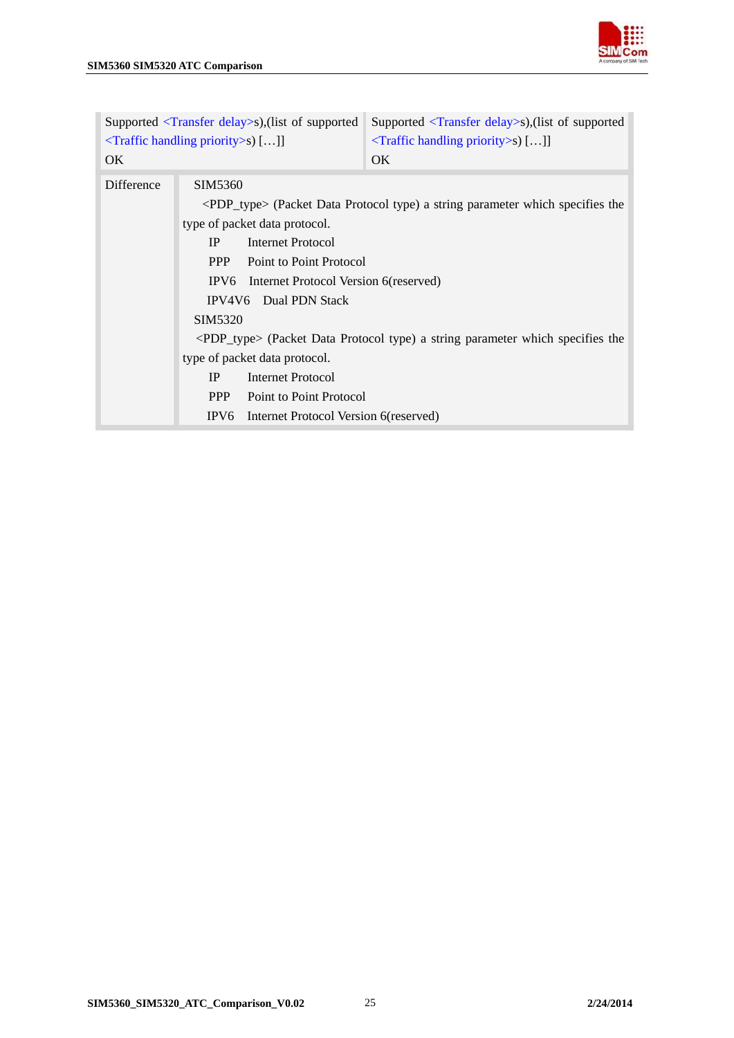| | |
|---|---|
| Supported <Transfer delay>s),(list of supported <Traffic handling priority>s) […]]<br>OK | Supported <Transfer delay>s),(list of supported <Traffic handling priority>s) […]]<br>OK |

| | |
|---|---|
| Difference | SIM5360<br><PDP_type> (Packet Data Protocol type) a string parameter which specifies the type of packet data protocol.<br>IP     Internet Protocol<br>PPP     Point to Point Protocol<br>IPV6     Internet Protocol Version 6(reserved)<br>IPV4V6     Dual PDN Stack<br>SIM5320<br><PDP_type> (Packet Data Protocol type) a string parameter which specifies the type of packet data protocol.<br>IP     Internet Protocol<br>PPP     Point to Point Protocol<br>IPV6     Internet Protocol Version 6(reserved) |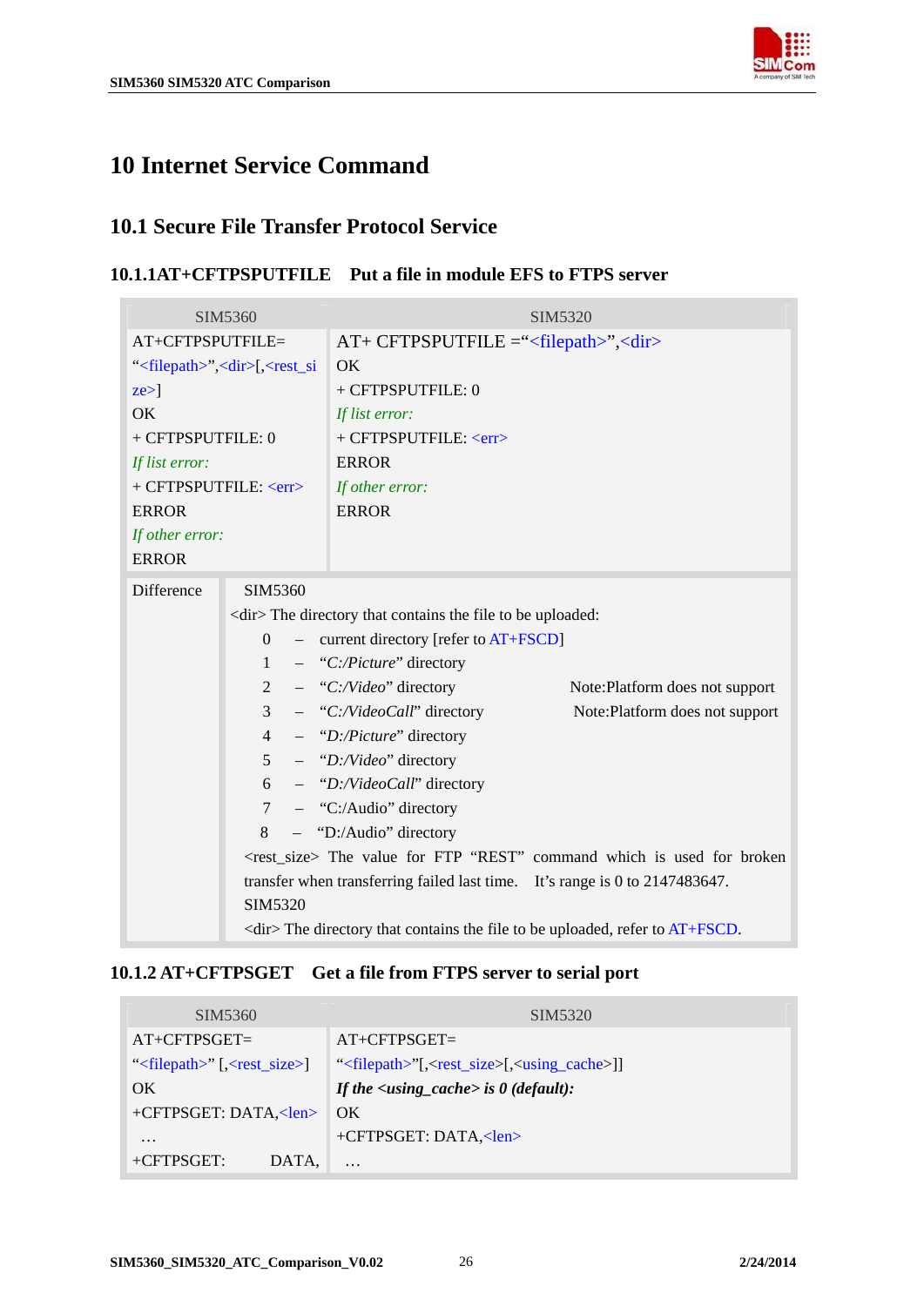# 10 Internet Service Command

## 10.1 Secure File Transfer Protocol Service

### 10.1.1AT+CFTPSPUTFILE Put a file in module EFS to FTPS server

| SIM5360 | SIM5320 |
|---|---|
| AT+CFTPSPUTFILE=<br>"<filepath>",<dir>[,<rest_size>]<br>OK<br>+ CFTPSPUTFILE: 0<br>*If list error:*<br>+ CFTPSPUTFILE: <err><br>ERROR<br>*If other error:*<br>ERROR | AT+ CFTPSPUTFILE ="<filepath>",<dir><br>OK<br>+ CFTPSPUTFILE: 0<br>*If list error:*<br>+ CFTPSPUTFILE: <err><br>ERROR<br>*If other error:*<br>ERROR |
| Difference | SIM5360<br><dir> The directory that contains the file to be uploaded:<br>0 – current directory [refer to AT+FSCD]<br>1 – "*C:/Picture*" directory<br>2 – "*C:/Video*" directory Note:Platform does not support<br>3 – "*C:/VideoCall*" directory Note:Platform does not support<br>4 – "*D:/Picture*" directory<br>5 – "*D:/Video*" directory<br>6 – "*D:/VideoCall*" directory<br>7 – "C:/Audio" directory<br>8 – "D:/Audio" directory<br><rest_size> The value for FTP "REST" command which is used for broken transfer when transferring failed last time. It's range is 0 to 2147483647.<br>SIM5320<br><dir> The directory that contains the file to be uploaded, refer to AT+FSCD. |

### 10.1.2 AT+CFTPSGET Get a file from FTPS server to serial port

| SIM5360 | SIM5320 |
|---|---|
| AT+CFTPSGET=<br>"<filepath>" [,<rest_size>]<br>OK<br>+CFTPSGET: DATA,<len><br>…<br>+CFTPSGET: DATA, | AT+CFTPSGET=<br>"<filepath>"[,<rest_size>[,<using_cache>]]<br>***If the <using_cache> is 0 (default):***<br>OK<br>+CFTPSGET: DATA,<len><br>… |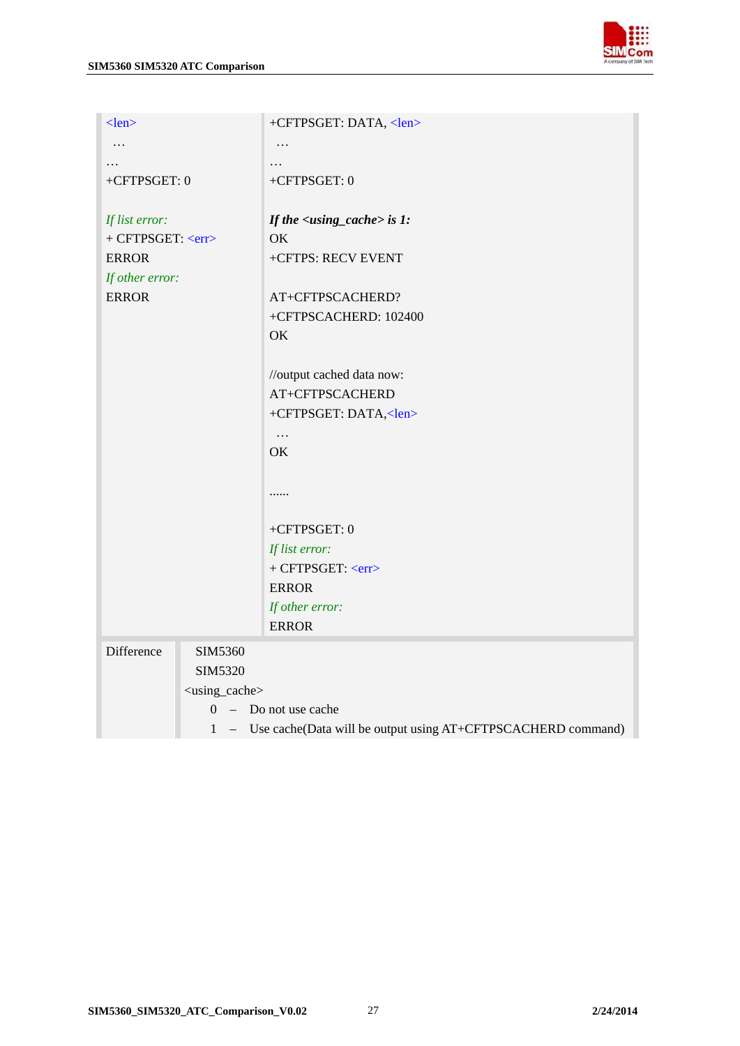| | |
|---|---|
| &lt;len&gt;<br> …<br>…<br>+CFTPSGET: 0<br><br>*If list error:*<br>+ CFTPSGET: &lt;err&gt;<br>ERROR<br>*If other error:*<br>ERROR | +CFTPSGET: DATA, &lt;len&gt;<br> …<br>…<br>+CFTPSGET: 0<br><br>***If the &lt;using_cache&gt; is 1:***<br>OK<br>+CFTPS: RECV EVENT<br><br>AT+CFTPSCACHERD?<br>+CFTPSCACHERD: 102400<br>OK<br><br>//output cached data now:<br>AT+CFTPSCACHERD<br>+CFTPSGET: DATA,&lt;len&gt;<br> …<br>OK<br><br>……<br><br>+CFTPSGET: 0<br>*If list error:*<br>+ CFTPSGET: &lt;err&gt;<br>ERROR<br>*If other error:*<br>ERROR |
| Difference | SIM5360<br>SIM5320<br>&lt;using_cache&gt;<br>0 – Do not use cache<br>1 – Use cache(Data will be output using AT+CFTPSCACHERD command) |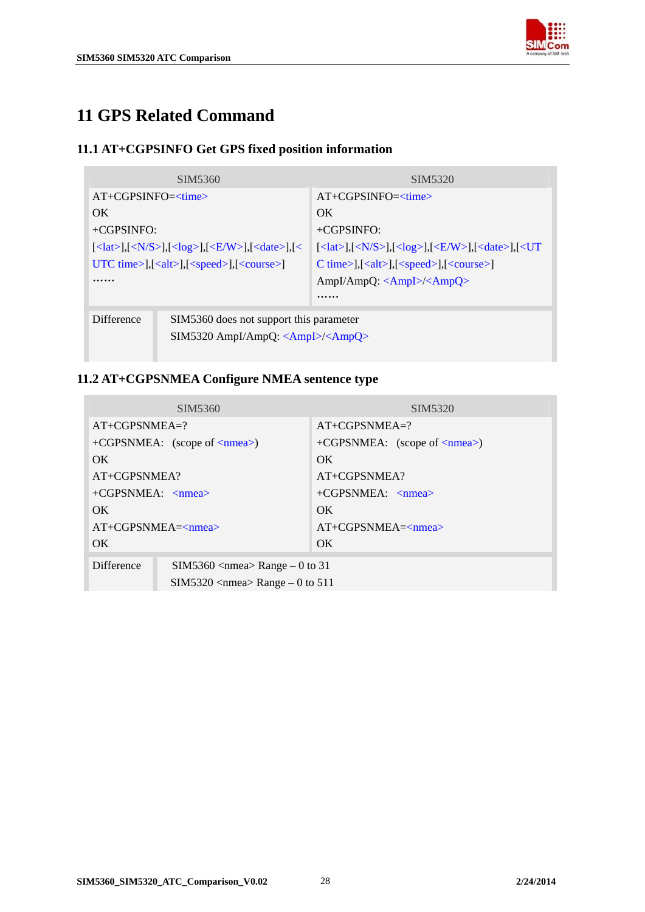# 11 GPS Related Command

## 11.1 AT+CGPSINFO Get GPS fixed position information

| SIM5360 | SIM5320 |
|---|---|
| AT+CGPSINFO=<time><br>OK<br>+CGPSINFO:<br>[<lat>],[<N/S>],[<log>],[<E/W>],[<date>],[<UTC time>],[<alt>],[<speed>],[<course>]<br>…… | AT+CGPSINFO=<time><br>OK<br>+CGPSINFO:<br>[<lat>],[<N/S>],[<log>],[<E/W>],[<date>],[<UTC time>],[<alt>],[<speed>],[<course>]<br>AmpI/AmpQ: <AmpI>/<AmpQ><br>…… |

| Difference | |
|---|---|
| | SIM5360 does not support this parameter<br>SIM5320 AmpI/AmpQ: <AmpI>/<AmpQ> |

## 11.2 AT+CGPSNMEA Configure NMEA sentence type

| SIM5360 | SIM5320 |
|---|---|
| AT+CGPSNMEA=?<br>+CGPSNMEA: (scope of <nmea>)<br>OK<br>AT+CGPSNMEA?<br>+CGPSNMEA: <nmea><br>OK<br>AT+CGPSNMEA=<nmea><br>OK | AT+CGPSNMEA=?<br>+CGPSNMEA: (scope of <nmea>)<br>OK<br>AT+CGPSNMEA?<br>+CGPSNMEA: <nmea><br>OK<br>AT+CGPSNMEA=<nmea><br>OK |

| Difference | |
|---|---|
| | SIM5360 <nmea> Range – 0 to 31<br>SIM5320 <nmea> Range – 0 to 511 |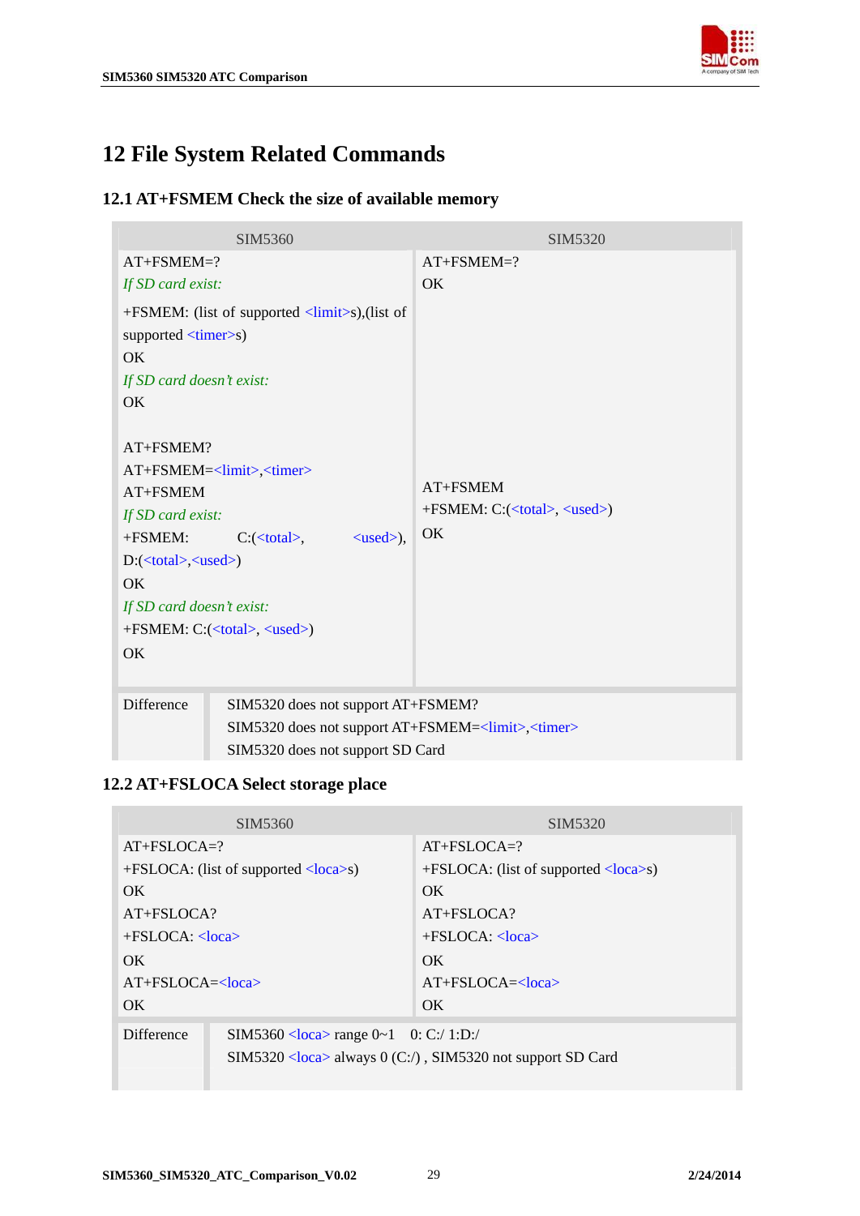# 12 File System Related Commands

## 12.1 AT+FSMEM Check the size of available memory

| SIM5360 | SIM5320 |
|---|---|
| AT+FSMEM=?<br>*If SD card exist:*<br>+FSMEM: (list of supported <limit>s),(list of supported <timer>s)<br>OK<br>*If SD card doesn't exist:*<br>OK<br><br>AT+FSMEM?<br>AT+FSMEM=<limit>,<timer><br>AT+FSMEM<br>*If SD card exist:*<br>+FSMEM: C:(<total>, <used>), D:(<total>,<used>)<br>OK<br>*If SD card doesn't exist:*<br>+FSMEM: C:(<total>, <used>)<br>OK | AT+FSMEM=?<br>OK<br><br><br><br><br><br><br><br><br>AT+FSMEM<br>+FSMEM: C:(<total>, <used>)<br>OK |
| Difference | SIM5320 does not support AT+FSMEM?<br>SIM5320 does not support AT+FSMEM=<limit>,<timer><br>SIM5320 does not support SD Card |

## 12.2 AT+FSLOCA Select storage place

| SIM5360 | SIM5320 |
|---|---|
| AT+FSLOCA=?<br>+FSLOCA: (list of supported <loca>s)<br>OK<br>AT+FSLOCA?<br>+FSLOCA: <loca><br>OK<br>AT+FSLOCA=<loca><br>OK | AT+FSLOCA=?<br>+FSLOCA: (list of supported <loca>s)<br>OK<br>AT+FSLOCA?<br>+FSLOCA: <loca><br>OK<br>AT+FSLOCA=<loca><br>OK |
| Difference | SIM5360 <loca> range 0~1 0: C:/ 1:D:/<br>SIM5320 <loca> always 0 (C:/) , SIM5320 not support SD Card |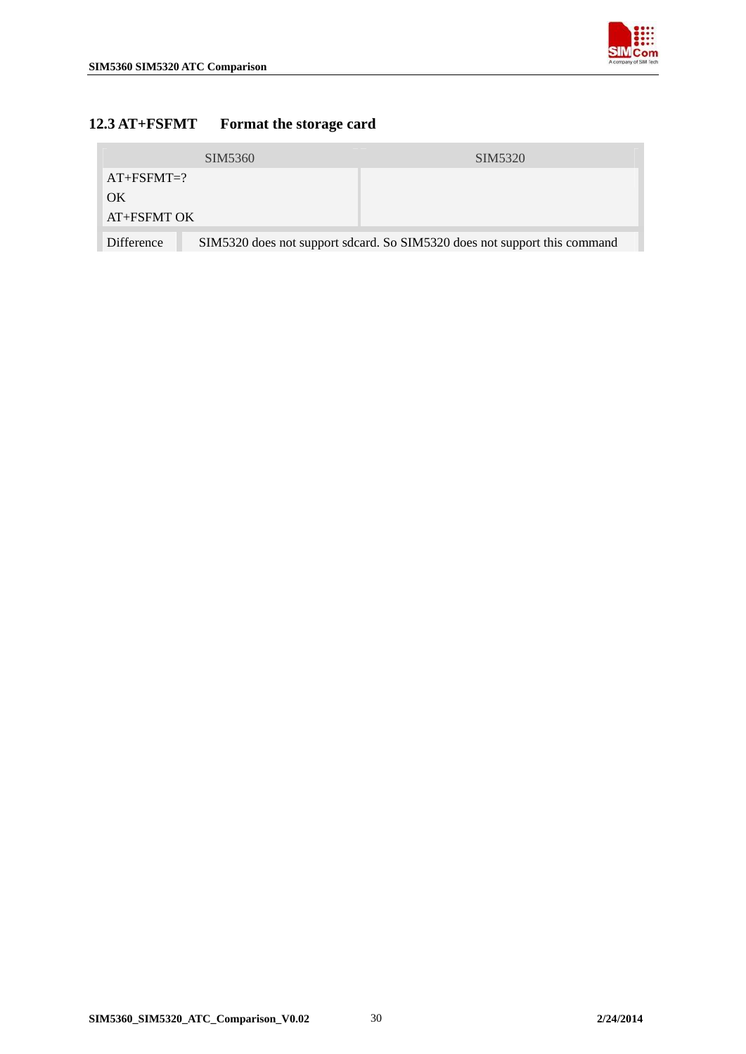## 12.3 AT+FSFMT Format the storage card

| SIM5360 | SIM5320 |
| --- | --- |
| AT+FSFMT=?<br>OK<br>AT+FSFMT OK | |
| Difference | SIM5320 does not support sdcard. So SIM5320 does not support this command |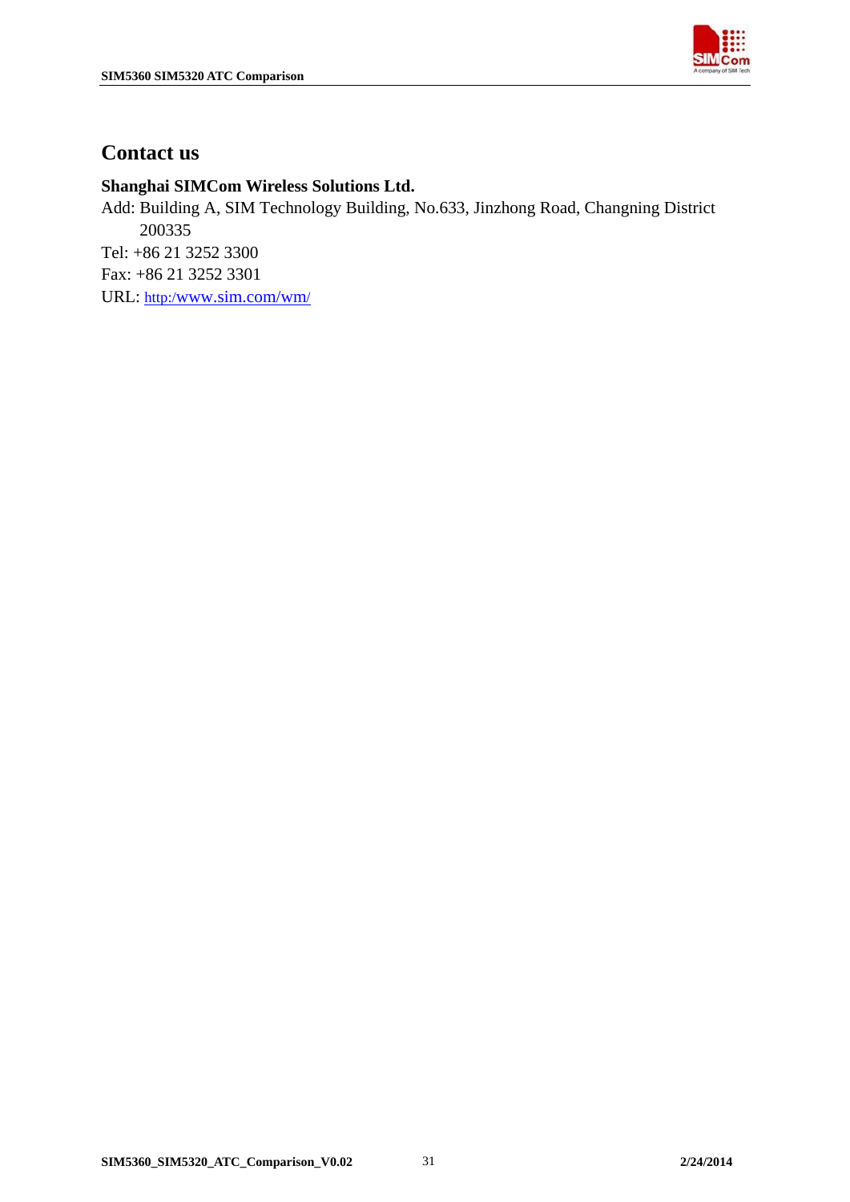## Contact us

**Shanghai SIMCom Wireless Solutions Ltd.**

Add: Building A, SIM Technology Building, No.633, Jinzhong Road, Changning District 200335

Tel: +86 21 3252 3300

Fax: +86 21 3252 3301

URL: http:/www.sim.com/wm/